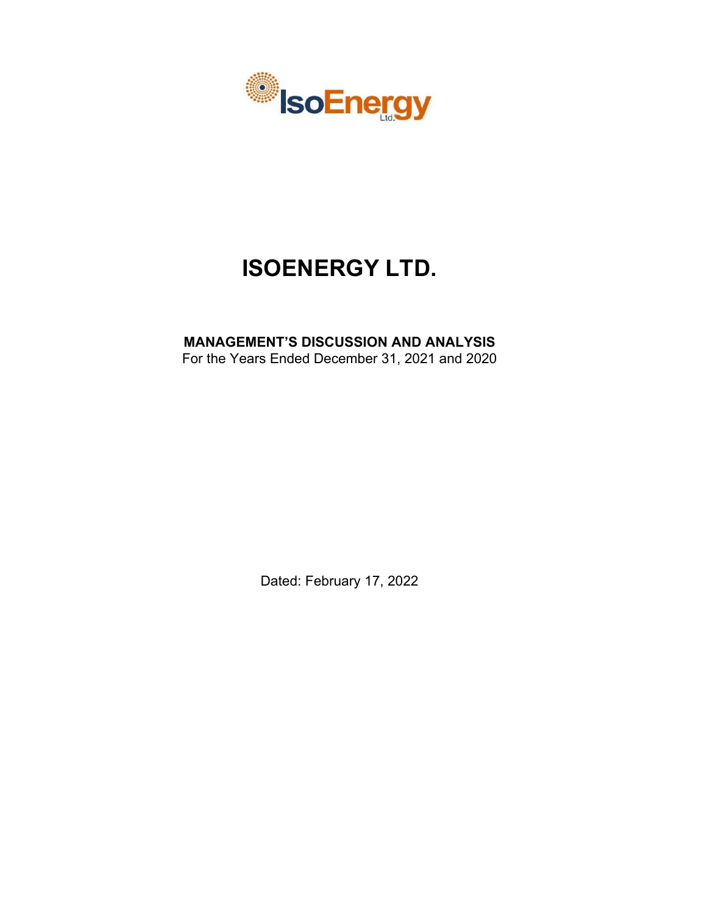# ISOENERGY LTD.

**MANAGEMENT'S DISCUSSION AND ANALYSIS**
For the Years Ended December 31, 2021 and 2020

Dated: February 17, 2022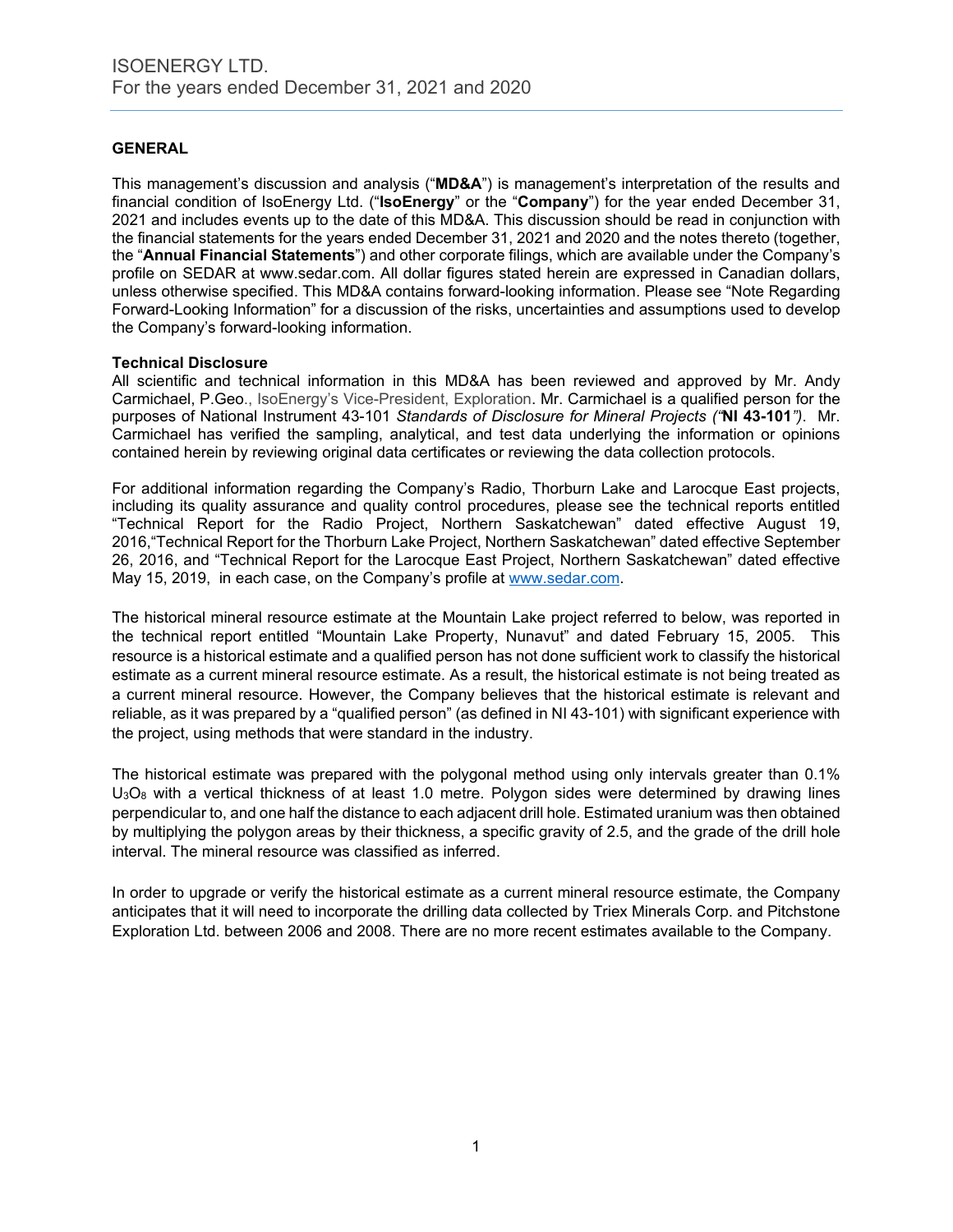## GENERAL

This management's discussion and analysis ("**MD&A**") is management's interpretation of the results and financial condition of IsoEnergy Ltd. ("**IsoEnergy**" or the "**Company**") for the year ended December 31, 2021 and includes events up to the date of this MD&A. This discussion should be read in conjunction with the financial statements for the years ended December 31, 2021 and 2020 and the notes thereto (together, the "**Annual Financial Statements**") and other corporate filings, which are available under the Company's profile on SEDAR at www.sedar.com. All dollar figures stated herein are expressed in Canadian dollars, unless otherwise specified. This MD&A contains forward-looking information. Please see "Note Regarding Forward-Looking Information" for a discussion of the risks, uncertainties and assumptions used to develop the Company's forward-looking information.

**Technical Disclosure**

All scientific and technical information in this MD&A has been reviewed and approved by Mr. Andy Carmichael, P.Geo., IsoEnergy's Vice-President, Exploration. Mr. Carmichael is a qualified person for the purposes of National Instrument 43-101 *Standards of Disclosure for Mineral Projects ("***NI 43-101***")*. Mr. Carmichael has verified the sampling, analytical, and test data underlying the information or opinions contained herein by reviewing original data certificates or reviewing the data collection protocols.

For additional information regarding the Company's Radio, Thorburn Lake and Larocque East projects, including its quality assurance and quality control procedures, please see the technical reports entitled "Technical Report for the Radio Project, Northern Saskatchewan" dated effective August 19, 2016,"Technical Report for the Thorburn Lake Project, Northern Saskatchewan" dated effective September 26, 2016, and "Technical Report for the Larocque East Project, Northern Saskatchewan" dated effective May 15, 2019, in each case, on the Company's profile at www.sedar.com.

The historical mineral resource estimate at the Mountain Lake project referred to below, was reported in the technical report entitled "Mountain Lake Property, Nunavut" and dated February 15, 2005. This resource is a historical estimate and a qualified person has not done sufficient work to classify the historical estimate as a current mineral resource estimate. As a result, the historical estimate is not being treated as a current mineral resource. However, the Company believes that the historical estimate is relevant and reliable, as it was prepared by a "qualified person" (as defined in NI 43-101) with significant experience with the project, using methods that were standard in the industry.

The historical estimate was prepared with the polygonal method using only intervals greater than 0.1% $U_3O_8$ with a vertical thickness of at least 1.0 metre. Polygon sides were determined by drawing lines perpendicular to, and one half the distance to each adjacent drill hole. Estimated uranium was then obtained by multiplying the polygon areas by their thickness, a specific gravity of 2.5, and the grade of the drill hole interval. The mineral resource was classified as inferred.

In order to upgrade or verify the historical estimate as a current mineral resource estimate, the Company anticipates that it will need to incorporate the drilling data collected by Triex Minerals Corp. and Pitchstone Exploration Ltd. between 2006 and 2008. There are no more recent estimates available to the Company.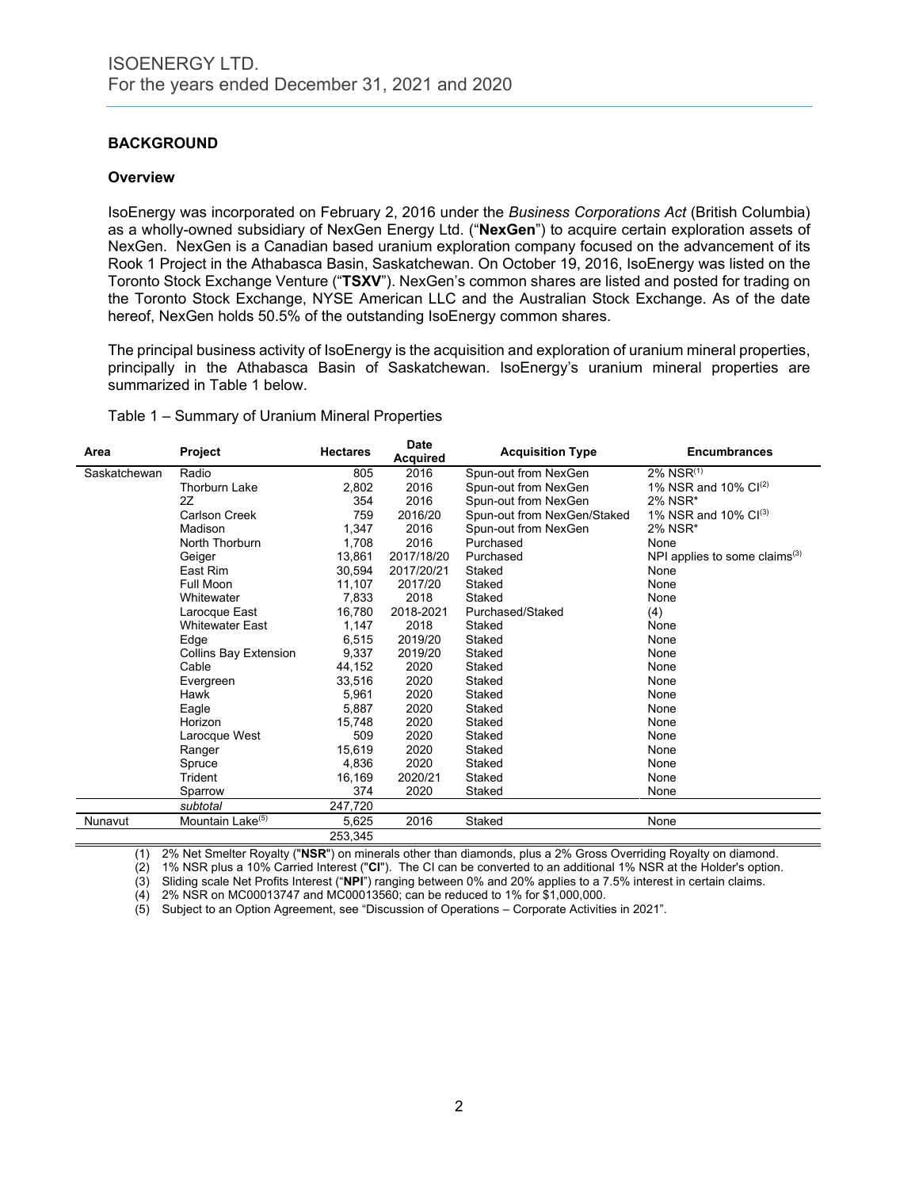## BACKGROUND

### Overview

IsoEnergy was incorporated on February 2, 2016 under the *Business Corporations Act* (British Columbia) as a wholly-owned subsidiary of NexGen Energy Ltd. ("**NexGen**") to acquire certain exploration assets of NexGen. NexGen is a Canadian based uranium exploration company focused on the advancement of its Rook 1 Project in the Athabasca Basin, Saskatchewan. On October 19, 2016, IsoEnergy was listed on the Toronto Stock Exchange Venture ("**TSXV**"). NexGen's common shares are listed and posted for trading on the Toronto Stock Exchange, NYSE American LLC and the Australian Stock Exchange. As of the date hereof, NexGen holds 50.5% of the outstanding IsoEnergy common shares.

The principal business activity of IsoEnergy is the acquisition and exploration of uranium mineral properties, principally in the Athabasca Basin of Saskatchewan. IsoEnergy's uranium mineral properties are summarized in Table 1 below.

Table 1 – Summary of Uranium Mineral Properties

| Area | Project | Hectares | Date Acquired | Acquisition Type | Encumbrances |
|---|---|---|---|---|---|
| Saskatchewan | Radio | 805 | 2016 | Spun-out from NexGen | 2% NSR(1) |
| | Thorburn Lake | 2,802 | 2016 | Spun-out from NexGen | 1% NSR and 10% CI(2) |
| | 2Z | 354 | 2016 | Spun-out from NexGen | 2% NSR* |
| | Carlson Creek | 759 | 2016/20 | Spun-out from NexGen/Staked | 1% NSR and 10% CI(3) |
| | Madison | 1,347 | 2016 | Spun-out from NexGen | 2% NSR* |
| | North Thorburn | 1,708 | 2016 | Purchased | None |
| | Geiger | 13,861 | 2017/18/20 | Purchased | NPI applies to some claims(3) |
| | East Rim | 30,594 | 2017/20/21 | Staked | None |
| | Full Moon | 11,107 | 2017/20 | Staked | None |
| | Whitewater | 7,833 | 2018 | Staked | None |
| | Larocque East | 16,780 | 2018-2021 | Purchased/Staked | (4) |
| | Whitewater East | 1,147 | 2018 | Staked | None |
| | Edge | 6,515 | 2019/20 | Staked | None |
| | Collins Bay Extension | 9,337 | 2019/20 | Staked | None |
| | Cable | 44,152 | 2020 | Staked | None |
| | Evergreen | 33,516 | 2020 | Staked | None |
| | Hawk | 5,961 | 2020 | Staked | None |
| | Eagle | 5,887 | 2020 | Staked | None |
| | Horizon | 15,748 | 2020 | Staked | None |
| | Larocque West | 509 | 2020 | Staked | None |
| | Ranger | 15,619 | 2020 | Staked | None |
| | Spruce | 4,836 | 2020 | Staked | None |
| | Trident | 16,169 | 2020/21 | Staked | None |
| | Sparrow | 374 | 2020 | Staked | None |
| | *subtotal* | 247,720 | | | |
| Nunavut | Mountain Lake(5) | 5,625 | 2016 | Staked | None |
| | | 253,345 | | | |

(1) 2% Net Smelter Royalty ("**NSR**") on minerals other than diamonds, plus a 2% Gross Overriding Royalty on diamond.

(2) 1% NSR plus a 10% Carried Interest ("**CI**"). The CI can be converted to an additional 1% NSR at the Holder's option.

(3) Sliding scale Net Profits Interest ("**NPI**") ranging between 0% and 20% applies to a 7.5% interest in certain claims.

(4) 2% NSR on MC00013747 and MC00013560; can be reduced to 1% for $1,000,000.

(5) Subject to an Option Agreement, see "Discussion of Operations – Corporate Activities in 2021".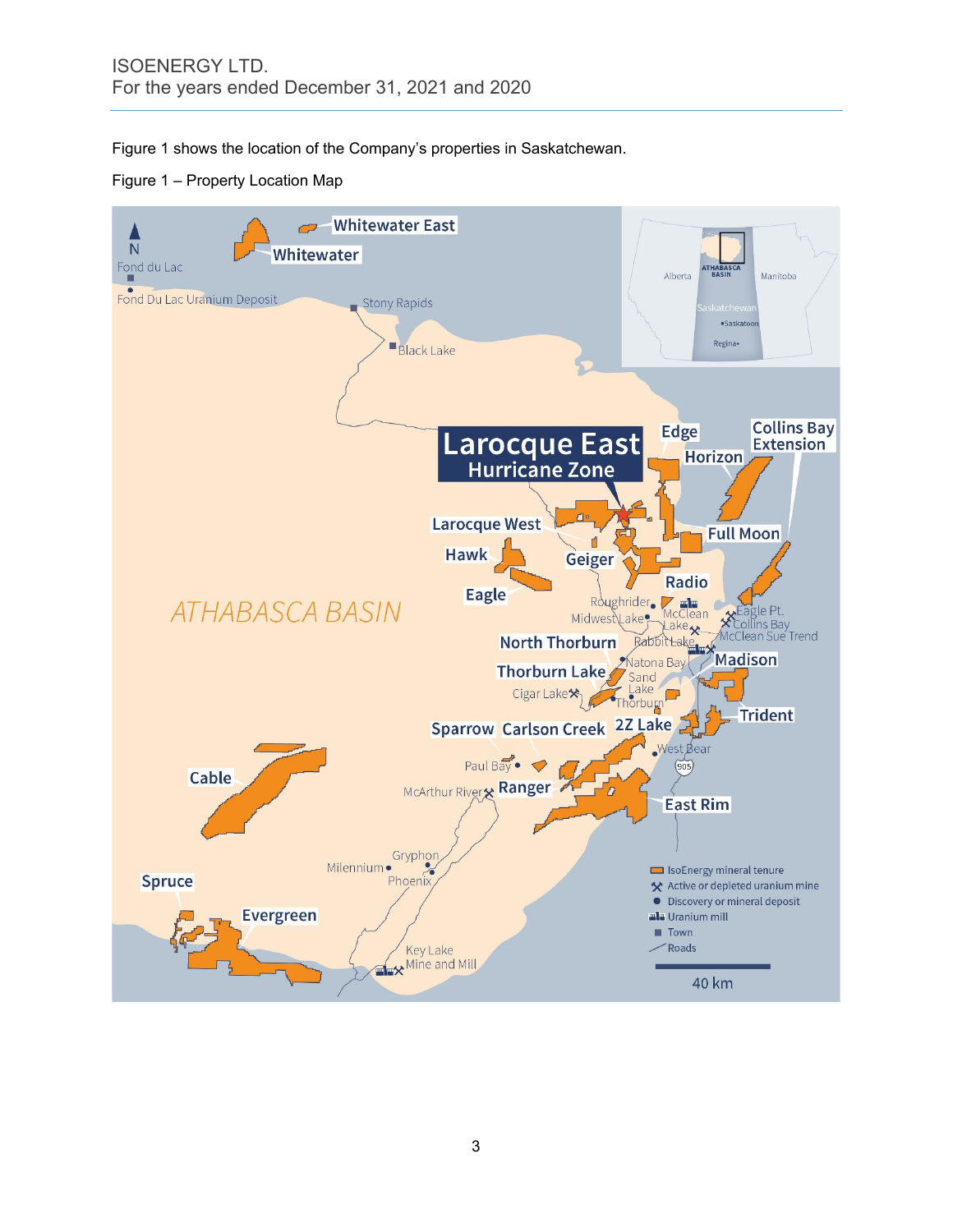Figure 1 shows the location of the Company's properties in Saskatchewan.

Figure 1 – Property Location Map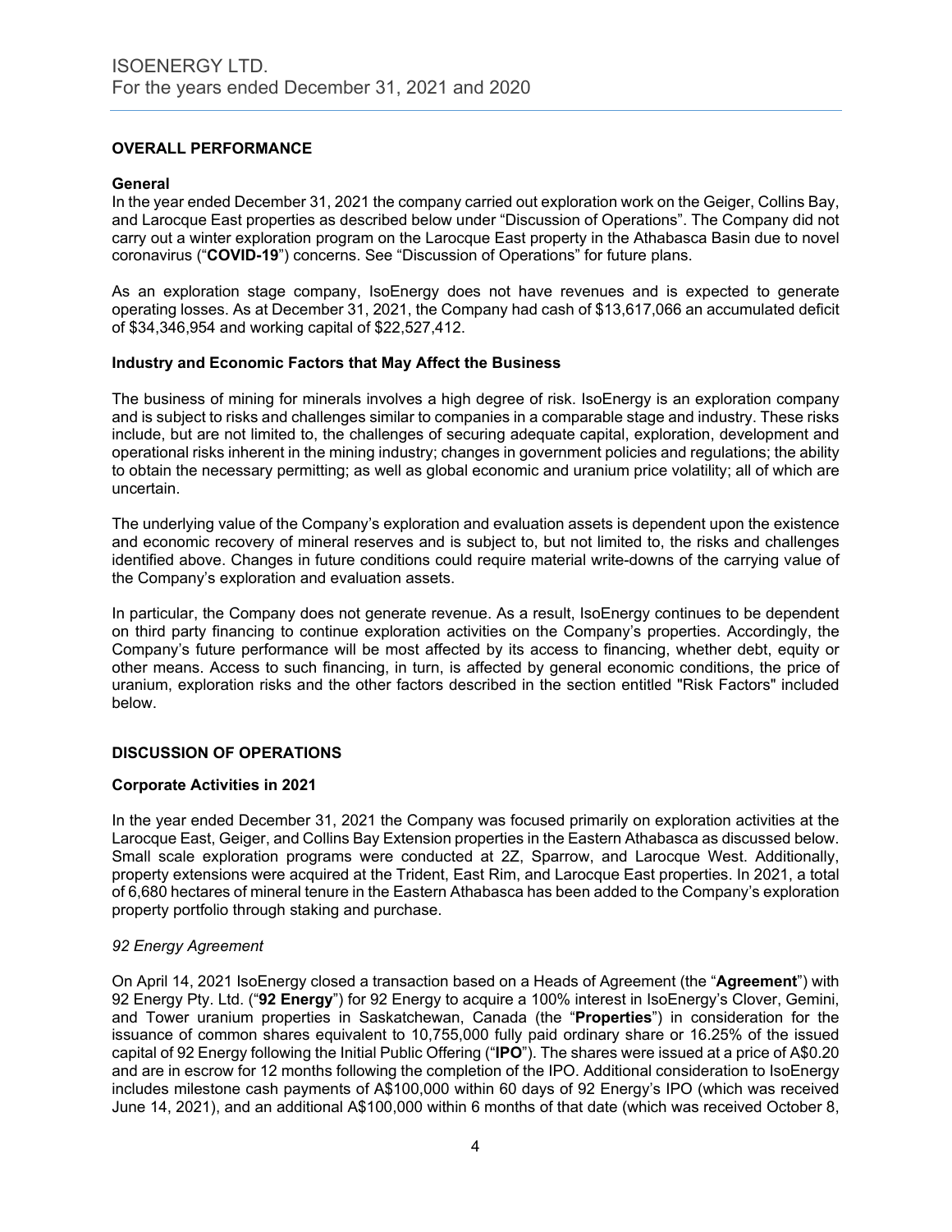## OVERALL PERFORMANCE

### General

In the year ended December 31, 2021 the company carried out exploration work on the Geiger, Collins Bay, and Larocque East properties as described below under "Discussion of Operations". The Company did not carry out a winter exploration program on the Larocque East property in the Athabasca Basin due to novel coronavirus ("**COVID-19**") concerns. See "Discussion of Operations" for future plans.

As an exploration stage company, IsoEnergy does not have revenues and is expected to generate operating losses. As at December 31, 2021, the Company had cash of $13,617,066 an accumulated deficit of $34,346,954 and working capital of $22,527,412.

### Industry and Economic Factors that May Affect the Business

The business of mining for minerals involves a high degree of risk. IsoEnergy is an exploration company and is subject to risks and challenges similar to companies in a comparable stage and industry. These risks include, but are not limited to, the challenges of securing adequate capital, exploration, development and operational risks inherent in the mining industry; changes in government policies and regulations; the ability to obtain the necessary permitting; as well as global economic and uranium price volatility; all of which are uncertain.

The underlying value of the Company's exploration and evaluation assets is dependent upon the existence and economic recovery of mineral reserves and is subject to, but not limited to, the risks and challenges identified above. Changes in future conditions could require material write-downs of the carrying value of the Company's exploration and evaluation assets.

In particular, the Company does not generate revenue. As a result, IsoEnergy continues to be dependent on third party financing to continue exploration activities on the Company's properties. Accordingly, the Company's future performance will be most affected by its access to financing, whether debt, equity or other means. Access to such financing, in turn, is affected by general economic conditions, the price of uranium, exploration risks and the other factors described in the section entitled "Risk Factors" included below.

## DISCUSSION OF OPERATIONS

### Corporate Activities in 2021

In the year ended December 31, 2021 the Company was focused primarily on exploration activities at the Larocque East, Geiger, and Collins Bay Extension properties in the Eastern Athabasca as discussed below. Small scale exploration programs were conducted at 2Z, Sparrow, and Larocque West. Additionally, property extensions were acquired at the Trident, East Rim, and Larocque East properties. In 2021, a total of 6,680 hectares of mineral tenure in the Eastern Athabasca has been added to the Company's exploration property portfolio through staking and purchase.

*92 Energy Agreement*

On April 14, 2021 IsoEnergy closed a transaction based on a Heads of Agreement (the "**Agreement**") with 92 Energy Pty. Ltd. ("**92 Energy**") for 92 Energy to acquire a 100% interest in IsoEnergy's Clover, Gemini, and Tower uranium properties in Saskatchewan, Canada (the "**Properties**") in consideration for the issuance of common shares equivalent to 10,755,000 fully paid ordinary share or 16.25% of the issued capital of 92 Energy following the Initial Public Offering ("**IPO**"). The shares were issued at a price of A$0.20 and are in escrow for 12 months following the completion of the IPO. Additional consideration to IsoEnergy includes milestone cash payments of A$100,000 within 60 days of 92 Energy's IPO (which was received June 14, 2021), and an additional A$100,000 within 6 months of that date (which was received October 8,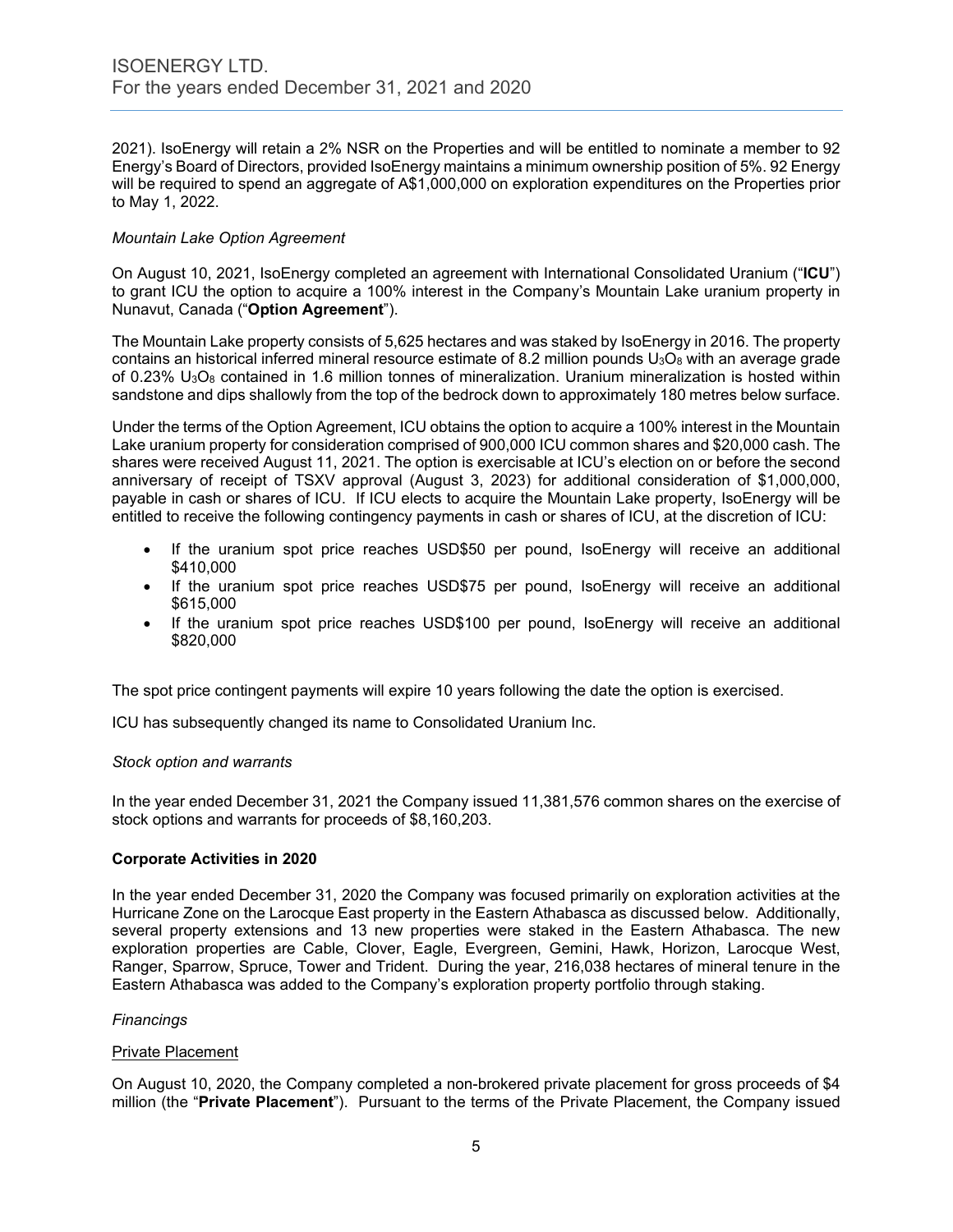2021). IsoEnergy will retain a 2% NSR on the Properties and will be entitled to nominate a member to 92 Energy's Board of Directors, provided IsoEnergy maintains a minimum ownership position of 5%. 92 Energy will be required to spend an aggregate of A$1,000,000 on exploration expenditures on the Properties prior to May 1, 2022.

*Mountain Lake Option Agreement*

On August 10, 2021, IsoEnergy completed an agreement with International Consolidated Uranium ("**ICU**") to grant ICU the option to acquire a 100% interest in the Company's Mountain Lake uranium property in Nunavut, Canada ("**Option Agreement**").

The Mountain Lake property consists of 5,625 hectares and was staked by IsoEnergy in 2016. The property contains an historical inferred mineral resource estimate of 8.2 million pounds $U_3O_8$ with an average grade of 0.23% $U_3O_8$ contained in 1.6 million tonnes of mineralization. Uranium mineralization is hosted within sandstone and dips shallowly from the top of the bedrock down to approximately 180 metres below surface.

Under the terms of the Option Agreement, ICU obtains the option to acquire a 100% interest in the Mountain Lake uranium property for consideration comprised of 900,000 ICU common shares and $20,000 cash. The shares were received August 11, 2021. The option is exercisable at ICU's election on or before the second anniversary of receipt of TSXV approval (August 3, 2023) for additional consideration of $1,000,000, payable in cash or shares of ICU. If ICU elects to acquire the Mountain Lake property, IsoEnergy will be entitled to receive the following contingency payments in cash or shares of ICU, at the discretion of ICU:

- If the uranium spot price reaches USD$50 per pound, IsoEnergy will receive an additional $410,000
- If the uranium spot price reaches USD$75 per pound, IsoEnergy will receive an additional $615,000
- If the uranium spot price reaches USD$100 per pound, IsoEnergy will receive an additional $820,000

The spot price contingent payments will expire 10 years following the date the option is exercised.

ICU has subsequently changed its name to Consolidated Uranium Inc.

*Stock option and warrants*

In the year ended December 31, 2021 the Company issued 11,381,576 common shares on the exercise of stock options and warrants for proceeds of $8,160,203.

**Corporate Activities in 2020**

In the year ended December 31, 2020 the Company was focused primarily on exploration activities at the Hurricane Zone on the Larocque East property in the Eastern Athabasca as discussed below. Additionally, several property extensions and 13 new properties were staked in the Eastern Athabasca. The new exploration properties are Cable, Clover, Eagle, Evergreen, Gemini, Hawk, Horizon, Larocque West, Ranger, Sparrow, Spruce, Tower and Trident. During the year, 216,038 hectares of mineral tenure in the Eastern Athabasca was added to the Company's exploration property portfolio through staking.

*Financings*

<u>Private Placement</u>

On August 10, 2020, the Company completed a non-brokered private placement for gross proceeds of $4 million (the "**Private Placement**"). Pursuant to the terms of the Private Placement, the Company issued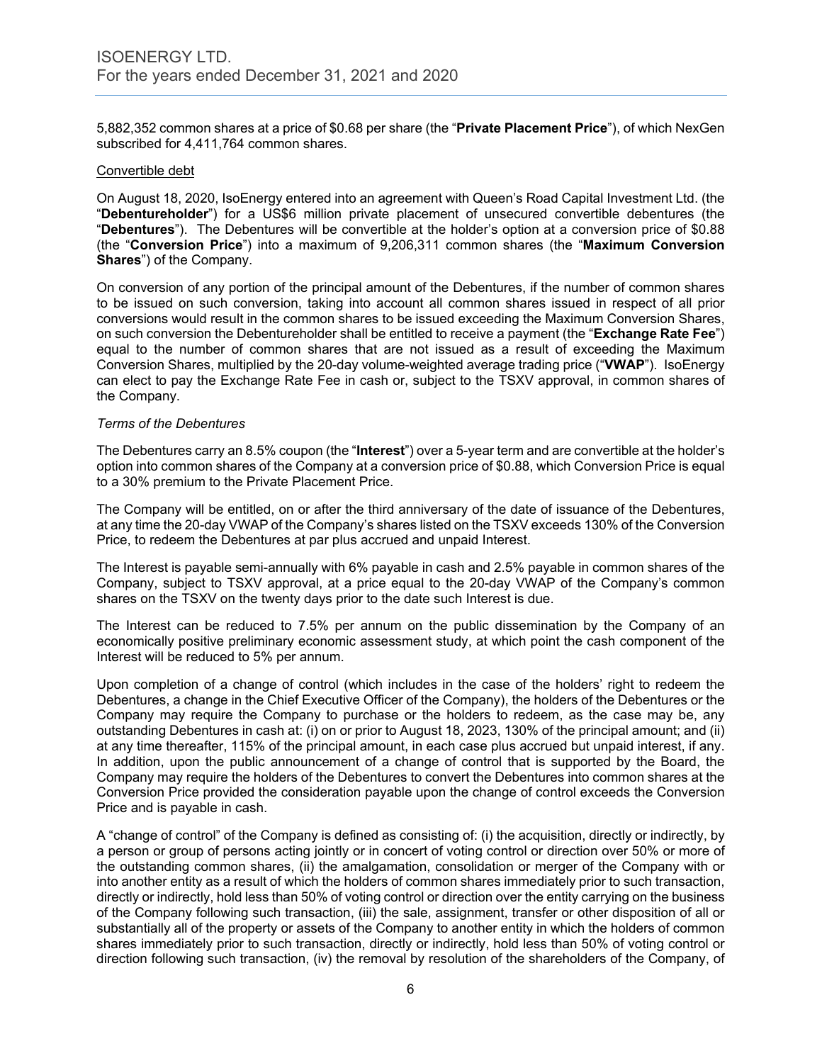5,882,352 common shares at a price of $0.68 per share (the "**Private Placement Price**"), of which NexGen subscribed for 4,411,764 common shares.

Convertible debt

On August 18, 2020, IsoEnergy entered into an agreement with Queen's Road Capital Investment Ltd. (the "**Debentureholder**") for a US$6 million private placement of unsecured convertible debentures (the "**Debentures**"). The Debentures will be convertible at the holder's option at a conversion price of $0.88 (the "**Conversion Price**") into a maximum of 9,206,311 common shares (the "**Maximum Conversion Shares**") of the Company.

On conversion of any portion of the principal amount of the Debentures, if the number of common shares to be issued on such conversion, taking into account all common shares issued in respect of all prior conversions would result in the common shares to be issued exceeding the Maximum Conversion Shares, on such conversion the Debentureholder shall be entitled to receive a payment (the "**Exchange Rate Fee**") equal to the number of common shares that are not issued as a result of exceeding the Maximum Conversion Shares, multiplied by the 20-day volume-weighted average trading price ("**VWAP**"). IsoEnergy can elect to pay the Exchange Rate Fee in cash or, subject to the TSXV approval, in common shares of the Company.

*Terms of the Debentures*

The Debentures carry an 8.5% coupon (the "**Interest**") over a 5-year term and are convertible at the holder's option into common shares of the Company at a conversion price of $0.88, which Conversion Price is equal to a 30% premium to the Private Placement Price.

The Company will be entitled, on or after the third anniversary of the date of issuance of the Debentures, at any time the 20-day VWAP of the Company's shares listed on the TSXV exceeds 130% of the Conversion Price, to redeem the Debentures at par plus accrued and unpaid Interest.

The Interest is payable semi-annually with 6% payable in cash and 2.5% payable in common shares of the Company, subject to TSXV approval, at a price equal to the 20-day VWAP of the Company's common shares on the TSXV on the twenty days prior to the date such Interest is due.

The Interest can be reduced to 7.5% per annum on the public dissemination by the Company of an economically positive preliminary economic assessment study, at which point the cash component of the Interest will be reduced to 5% per annum.

Upon completion of a change of control (which includes in the case of the holders' right to redeem the Debentures, a change in the Chief Executive Officer of the Company), the holders of the Debentures or the Company may require the Company to purchase or the holders to redeem, as the case may be, any outstanding Debentures in cash at: (i) on or prior to August 18, 2023, 130% of the principal amount; and (ii) at any time thereafter, 115% of the principal amount, in each case plus accrued but unpaid interest, if any. In addition, upon the public announcement of a change of control that is supported by the Board, the Company may require the holders of the Debentures to convert the Debentures into common shares at the Conversion Price provided the consideration payable upon the change of control exceeds the Conversion Price and is payable in cash.

A "change of control" of the Company is defined as consisting of: (i) the acquisition, directly or indirectly, by a person or group of persons acting jointly or in concert of voting control or direction over 50% or more of the outstanding common shares, (ii) the amalgamation, consolidation or merger of the Company with or into another entity as a result of which the holders of common shares immediately prior to such transaction, directly or indirectly, hold less than 50% of voting control or direction over the entity carrying on the business of the Company following such transaction, (iii) the sale, assignment, transfer or other disposition of all or substantially all of the property or assets of the Company to another entity in which the holders of common shares immediately prior to such transaction, directly or indirectly, hold less than 50% of voting control or direction following such transaction, (iv) the removal by resolution of the shareholders of the Company, of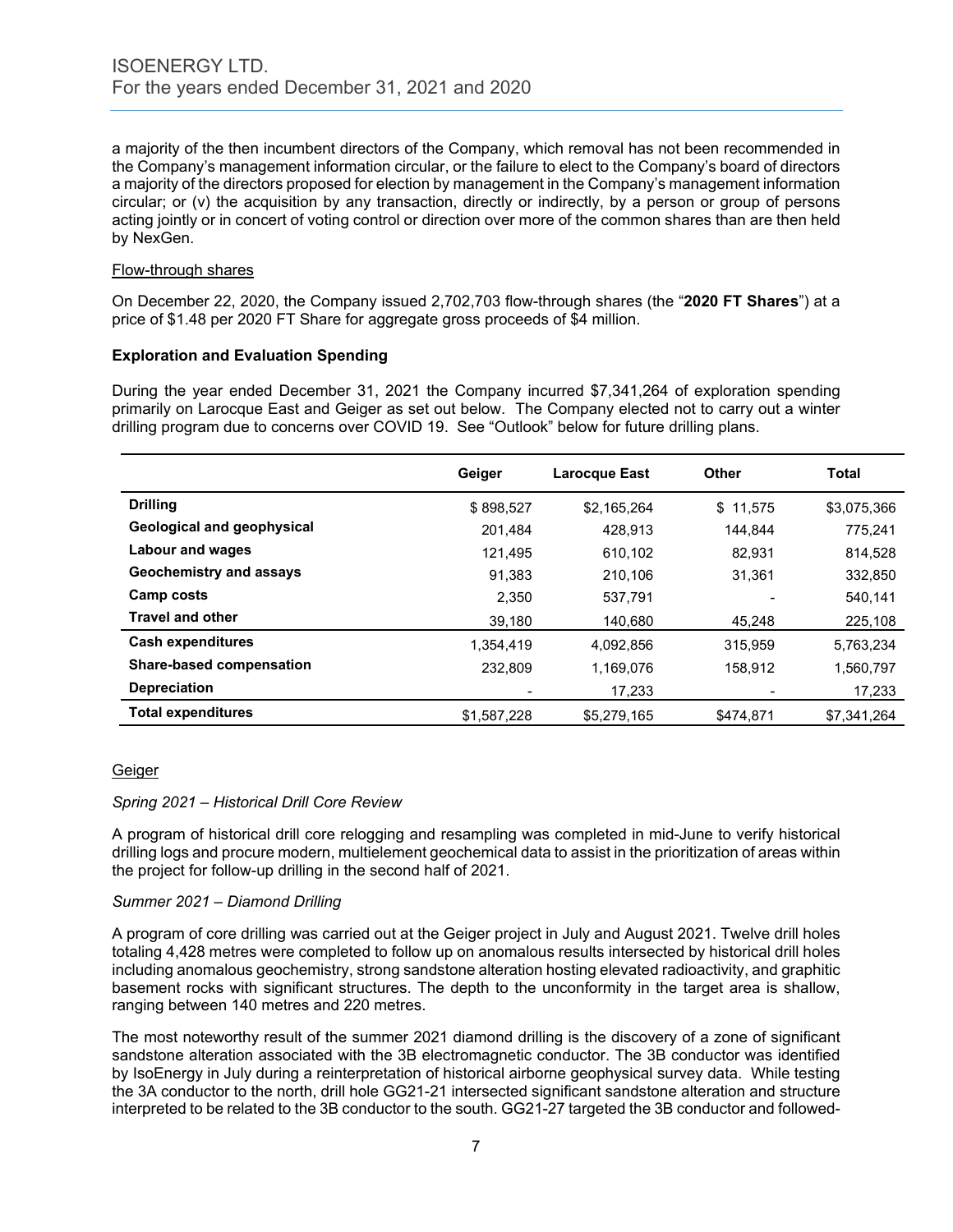a majority of the then incumbent directors of the Company, which removal has not been recommended in the Company's management information circular, or the failure to elect to the Company's board of directors a majority of the directors proposed for election by management in the Company's management information circular; or (v) the acquisition by any transaction, directly or indirectly, by a person or group of persons acting jointly or in concert of voting control or direction over more of the common shares than are then held by NexGen.

Flow-through shares

On December 22, 2020, the Company issued 2,702,703 flow-through shares (the "**2020 FT Shares**") at a price of $1.48 per 2020 FT Share for aggregate gross proceeds of $4 million.

### Exploration and Evaluation Spending

During the year ended December 31, 2021 the Company incurred $7,341,264 of exploration spending primarily on Larocque East and Geiger as set out below. The Company elected not to carry out a winter drilling program due to concerns over COVID 19. See "Outlook" below for future drilling plans.

| | Geiger | Larocque East | Other | Total |
|---|---|---|---|---|
| **Drilling** | $ 898,527 | $2,165,264 | $ 11,575 | $3,075,366 |
| **Geological and geophysical** | 201,484 | 428,913 | 144,844 | 775,241 |
| **Labour and wages** | 121,495 | 610,102 | 82,931 | 814,528 |
| **Geochemistry and assays** | 91,383 | 210,106 | 31,361 | 332,850 |
| **Camp costs** | 2,350 | 537,791 | - | 540,141 |
| **Travel and other** | 39,180 | 140,680 | 45,248 | 225,108 |
| **Cash expenditures** | 1,354,419 | 4,092,856 | 315,959 | 5,763,234 |
| **Share-based compensation** | 232,809 | 1,169,076 | 158,912 | 1,560,797 |
| **Depreciation** | - | 17,233 | - | 17,233 |
| **Total expenditures** | $1,587,228 | $5,279,165 | $474,871 | $7,341,264 |

Geiger

*Spring 2021 – Historical Drill Core Review*

A program of historical drill core relogging and resampling was completed in mid-June to verify historical drilling logs and procure modern, multielement geochemical data to assist in the prioritization of areas within the project for follow-up drilling in the second half of 2021.

*Summer 2021 – Diamond Drilling*

A program of core drilling was carried out at the Geiger project in July and August 2021. Twelve drill holes totaling 4,428 metres were completed to follow up on anomalous results intersected by historical drill holes including anomalous geochemistry, strong sandstone alteration hosting elevated radioactivity, and graphitic basement rocks with significant structures. The depth to the unconformity in the target area is shallow, ranging between 140 metres and 220 metres.

The most noteworthy result of the summer 2021 diamond drilling is the discovery of a zone of significant sandstone alteration associated with the 3B electromagnetic conductor. The 3B conductor was identified by IsoEnergy in July during a reinterpretation of historical airborne geophysical survey data. While testing the 3A conductor to the north, drill hole GG21-21 intersected significant sandstone alteration and structure interpreted to be related to the 3B conductor to the south. GG21-27 targeted the 3B conductor and followed-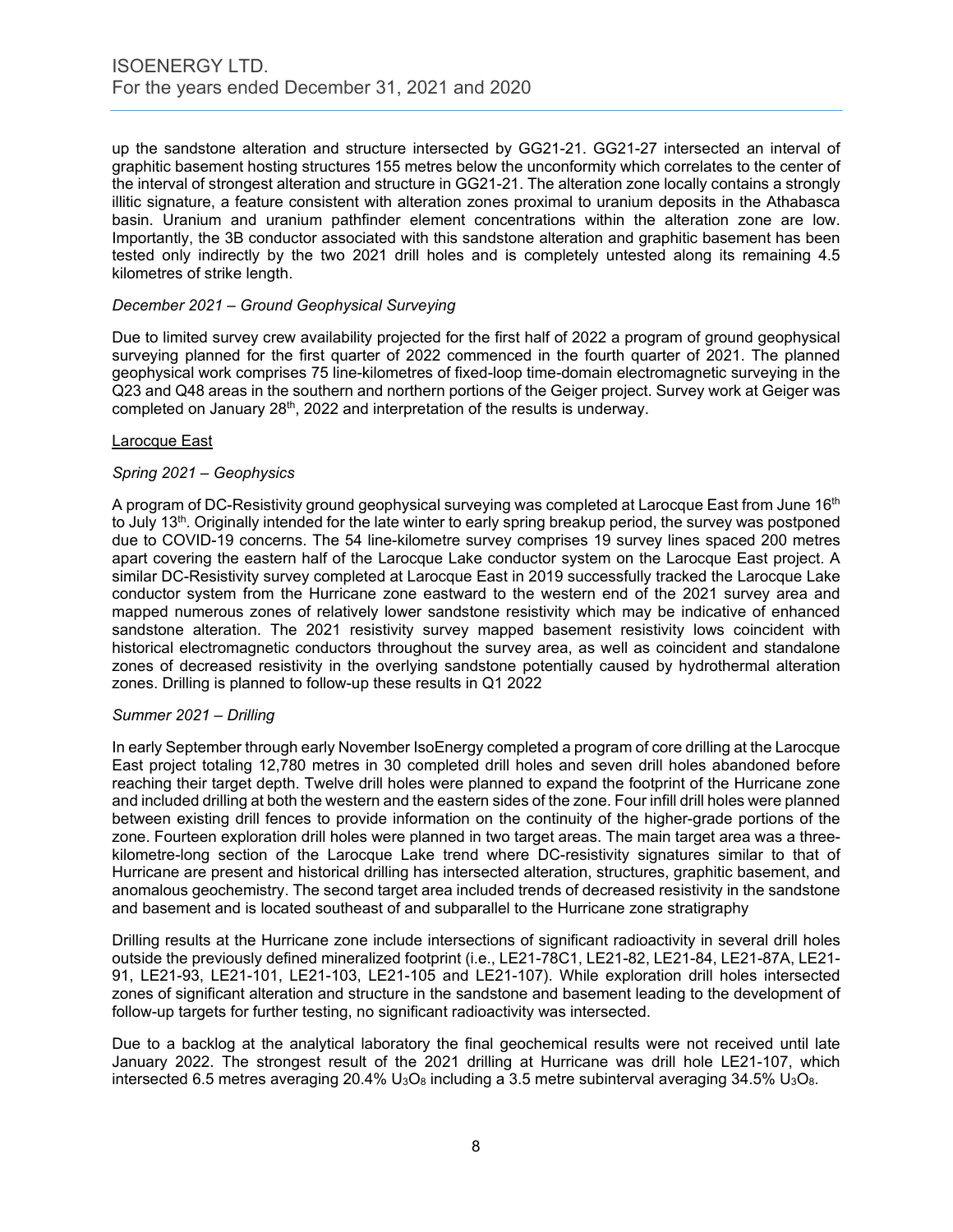up the sandstone alteration and structure intersected by GG21-21. GG21-27 intersected an interval of graphitic basement hosting structures 155 metres below the unconformity which correlates to the center of the interval of strongest alteration and structure in GG21-21. The alteration zone locally contains a strongly illitic signature, a feature consistent with alteration zones proximal to uranium deposits in the Athabasca basin. Uranium and uranium pathfinder element concentrations within the alteration zone are low. Importantly, the 3B conductor associated with this sandstone alteration and graphitic basement has been tested only indirectly by the two 2021 drill holes and is completely untested along its remaining 4.5 kilometres of strike length.

*December 2021 – Ground Geophysical Surveying*

Due to limited survey crew availability projected for the first half of 2022 a program of ground geophysical surveying planned for the first quarter of 2022 commenced in the fourth quarter of 2021. The planned geophysical work comprises 75 line-kilometres of fixed-loop time-domain electromagnetic surveying in the Q23 and Q48 areas in the southern and northern portions of the Geiger project. Survey work at Geiger was completed on January 28th, 2022 and interpretation of the results is underway.

<u>Larocque East</u>

*Spring 2021 – Geophysics*

A program of DC-Resistivity ground geophysical surveying was completed at Larocque East from June 16th to July 13th. Originally intended for the late winter to early spring breakup period, the survey was postponed due to COVID-19 concerns. The 54 line-kilometre survey comprises 19 survey lines spaced 200 metres apart covering the eastern half of the Larocque Lake conductor system on the Larocque East project. A similar DC-Resistivity survey completed at Larocque East in 2019 successfully tracked the Larocque Lake conductor system from the Hurricane zone eastward to the western end of the 2021 survey area and mapped numerous zones of relatively lower sandstone resistivity which may be indicative of enhanced sandstone alteration. The 2021 resistivity survey mapped basement resistivity lows coincident with historical electromagnetic conductors throughout the survey area, as well as coincident and standalone zones of decreased resistivity in the overlying sandstone potentially caused by hydrothermal alteration zones. Drilling is planned to follow-up these results in Q1 2022

*Summer 2021 – Drilling*

In early September through early November IsoEnergy completed a program of core drilling at the Larocque East project totaling 12,780 metres in 30 completed drill holes and seven drill holes abandoned before reaching their target depth. Twelve drill holes were planned to expand the footprint of the Hurricane zone and included drilling at both the western and the eastern sides of the zone. Four infill drill holes were planned between existing drill fences to provide information on the continuity of the higher-grade portions of the zone. Fourteen exploration drill holes were planned in two target areas. The main target area was a three-kilometre-long section of the Larocque Lake trend where DC-resistivity signatures similar to that of Hurricane are present and historical drilling has intersected alteration, structures, graphitic basement, and anomalous geochemistry. The second target area included trends of decreased resistivity in the sandstone and basement and is located southeast of and subparallel to the Hurricane zone stratigraphy

Drilling results at the Hurricane zone include intersections of significant radioactivity in several drill holes outside the previously defined mineralized footprint (i.e., LE21-78C1, LE21-82, LE21-84, LE21-87A, LE21-91, LE21-93, LE21-101, LE21-103, LE21-105 and LE21-107). While exploration drill holes intersected zones of significant alteration and structure in the sandstone and basement leading to the development of follow-up targets for further testing, no significant radioactivity was intersected.

Due to a backlog at the analytical laboratory the final geochemical results were not received until late January 2022. The strongest result of the 2021 drilling at Hurricane was drill hole LE21-107, which intersected 6.5 metres averaging 20.4% $U_3O_8$ including a 3.5 metre subinterval averaging 34.5% $U_3O_8$.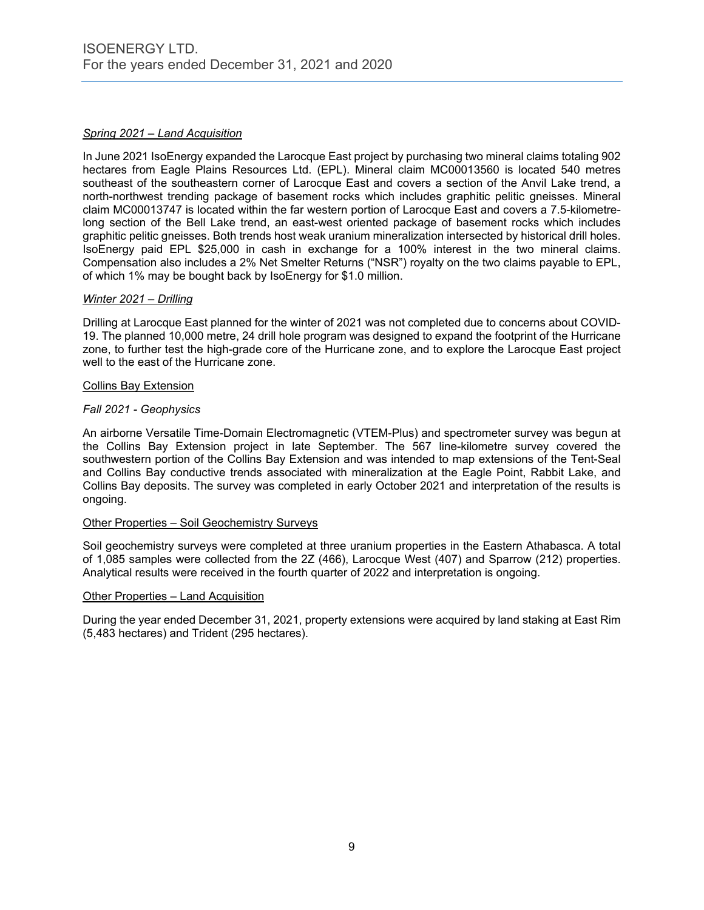*Spring 2021 – Land Acquisition*

In June 2021 IsoEnergy expanded the Larocque East project by purchasing two mineral claims totaling 902 hectares from Eagle Plains Resources Ltd. (EPL). Mineral claim MC00013560 is located 540 metres southeast of the southeastern corner of Larocque East and covers a section of the Anvil Lake trend, a north-northwest trending package of basement rocks which includes graphitic pelitic gneisses. Mineral claim MC00013747 is located within the far western portion of Larocque East and covers a 7.5-kilometre-long section of the Bell Lake trend, an east-west oriented package of basement rocks which includes graphitic pelitic gneisses. Both trends host weak uranium mineralization intersected by historical drill holes. IsoEnergy paid EPL $25,000 in cash in exchange for a 100% interest in the two mineral claims. Compensation also includes a 2% Net Smelter Returns ("NSR") royalty on the two claims payable to EPL, of which 1% may be bought back by IsoEnergy for $1.0 million.

*Winter 2021 – Drilling*

Drilling at Larocque East planned for the winter of 2021 was not completed due to concerns about COVID-19. The planned 10,000 metre, 24 drill hole program was designed to expand the footprint of the Hurricane zone, to further test the high-grade core of the Hurricane zone, and to explore the Larocque East project well to the east of the Hurricane zone.

Collins Bay Extension

*Fall 2021 - Geophysics*

An airborne Versatile Time-Domain Electromagnetic (VTEM-Plus) and spectrometer survey was begun at the Collins Bay Extension project in late September. The 567 line-kilometre survey covered the southwestern portion of the Collins Bay Extension and was intended to map extensions of the Tent-Seal and Collins Bay conductive trends associated with mineralization at the Eagle Point, Rabbit Lake, and Collins Bay deposits. The survey was completed in early October 2021 and interpretation of the results is ongoing.

Other Properties – Soil Geochemistry Surveys

Soil geochemistry surveys were completed at three uranium properties in the Eastern Athabasca. A total of 1,085 samples were collected from the 2Z (466), Larocque West (407) and Sparrow (212) properties. Analytical results were received in the fourth quarter of 2022 and interpretation is ongoing.

Other Properties – Land Acquisition

During the year ended December 31, 2021, property extensions were acquired by land staking at East Rim (5,483 hectares) and Trident (295 hectares).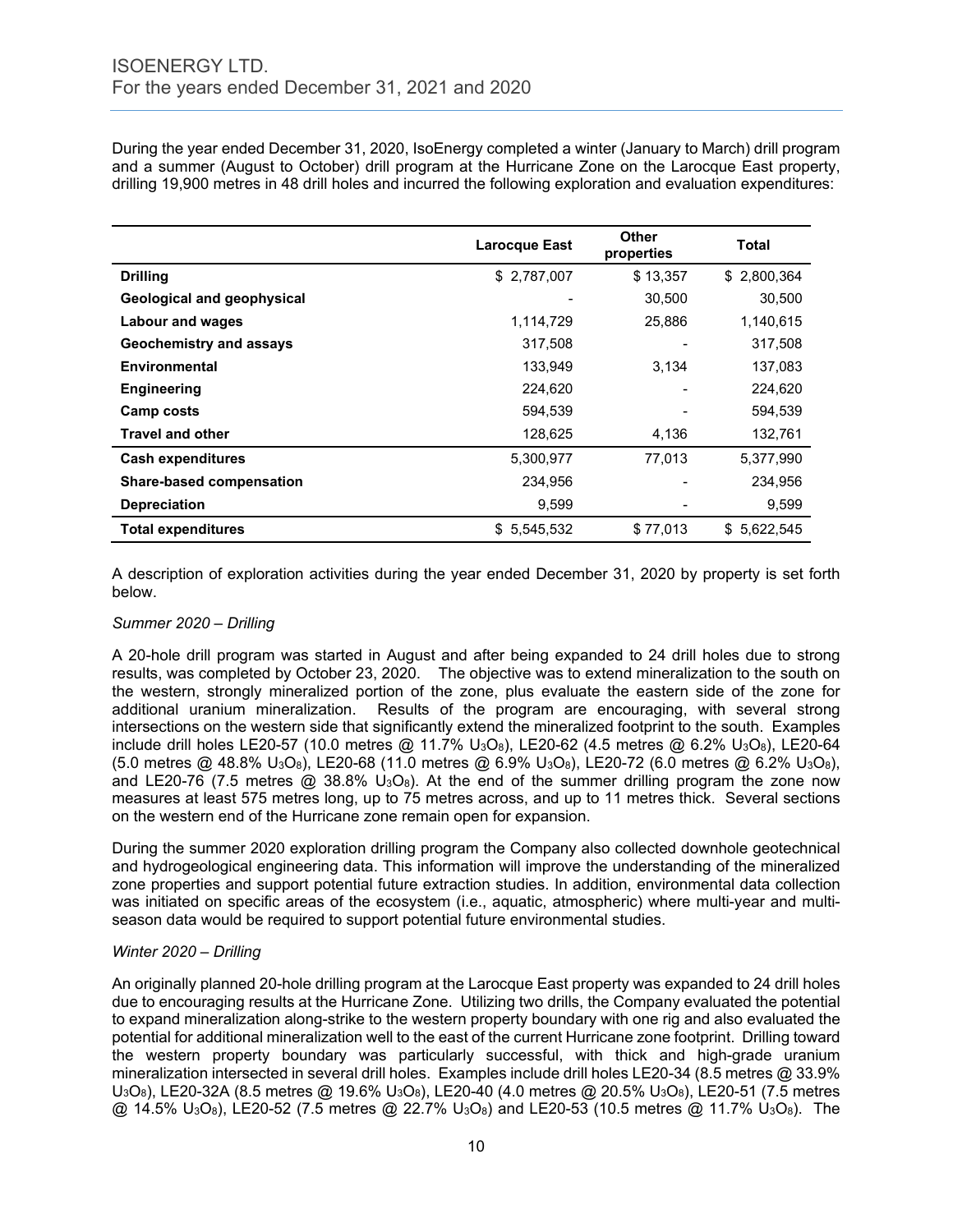During the year ended December 31, 2020, IsoEnergy completed a winter (January to March) drill program and a summer (August to October) drill program at the Hurricane Zone on the Larocque East property, drilling 19,900 metres in 48 drill holes and incurred the following exploration and evaluation expenditures:

| | Larocque East | Other properties | Total |
|---|---|---|---|
| **Drilling** | $ 2,787,007 | $ 13,357 | $ 2,800,364 |
| **Geological and geophysical** | - | 30,500 | 30,500 |
| **Labour and wages** | 1,114,729 | 25,886 | 1,140,615 |
| **Geochemistry and assays** | 317,508 | - | 317,508 |
| **Environmental** | 133,949 | 3,134 | 137,083 |
| **Engineering** | 224,620 | - | 224,620 |
| **Camp costs** | 594,539 | - | 594,539 |
| **Travel and other** | 128,625 | 4,136 | 132,761 |
| **Cash expenditures** | 5,300,977 | 77,013 | 5,377,990 |
| **Share-based compensation** | 234,956 | - | 234,956 |
| **Depreciation** | 9,599 | - | 9,599 |
| **Total expenditures** | $ 5,545,532 | $ 77,013 | $ 5,622,545 |

A description of exploration activities during the year ended December 31, 2020 by property is set forth below.

*Summer 2020 – Drilling*

A 20-hole drill program was started in August and after being expanded to 24 drill holes due to strong results, was completed by October 23, 2020. The objective was to extend mineralization to the south on the western, strongly mineralized portion of the zone, plus evaluate the eastern side of the zone for additional uranium mineralization. Results of the program are encouraging, with several strong intersections on the western side that significantly extend the mineralized footprint to the south. Examples include drill holes LE20-57 (10.0 metres @ 11.7% $U_3O_8$), LE20-62 (4.5 metres @ 6.2% $U_3O_8$), LE20-64 (5.0 metres @ 48.8% $U_3O_8$), LE20-68 (11.0 metres @ 6.9% $U_3O_8$), LE20-72 (6.0 metres @ 6.2% $U_3O_8$), and LE20-76 (7.5 metres @ 38.8% $U_3O_8$). At the end of the summer drilling program the zone now measures at least 575 metres long, up to 75 metres across, and up to 11 metres thick. Several sections on the western end of the Hurricane zone remain open for expansion.

During the summer 2020 exploration drilling program the Company also collected downhole geotechnical and hydrogeological engineering data. This information will improve the understanding of the mineralized zone properties and support potential future extraction studies. In addition, environmental data collection was initiated on specific areas of the ecosystem (i.e., aquatic, atmospheric) where multi-year and multi-season data would be required to support potential future environmental studies.

*Winter 2020 – Drilling*

An originally planned 20-hole drilling program at the Larocque East property was expanded to 24 drill holes due to encouraging results at the Hurricane Zone. Utilizing two drills, the Company evaluated the potential to expand mineralization along-strike to the western property boundary with one rig and also evaluated the potential for additional mineralization well to the east of the current Hurricane zone footprint. Drilling toward the western property boundary was particularly successful, with thick and high-grade uranium mineralization intersected in several drill holes. Examples include drill holes LE20-34 (8.5 metres @ 33.9% $U_3O_8$), LE20-32A (8.5 metres @ 19.6% $U_3O_8$), LE20-40 (4.0 metres @ 20.5% $U_3O_8$), LE20-51 (7.5 metres @ 14.5% $U_3O_8$), LE20-52 (7.5 metres @ 22.7% $U_3O_8$) and LE20-53 (10.5 metres @ 11.7% $U_3O_8$). The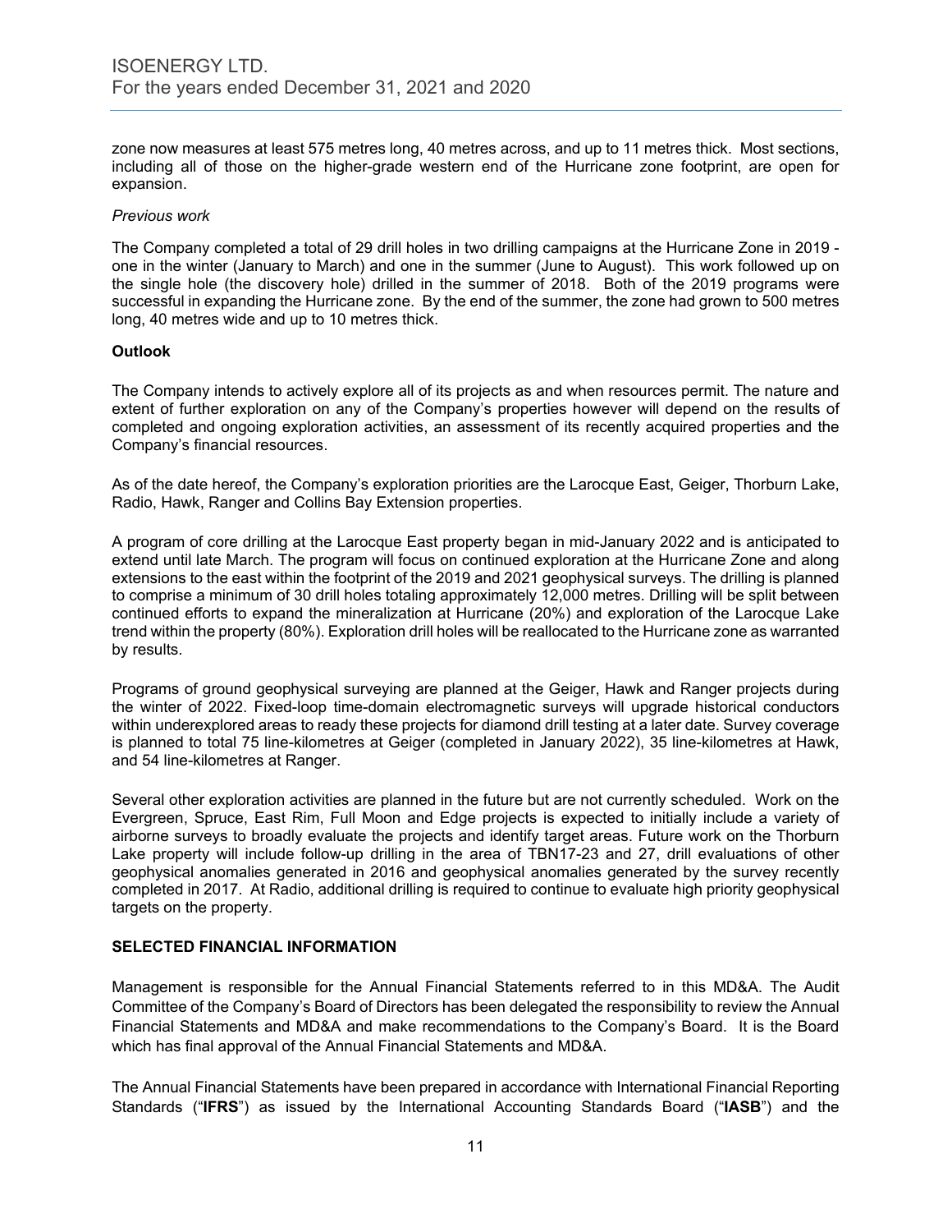zone now measures at least 575 metres long, 40 metres across, and up to 11 metres thick. Most sections, including all of those on the higher-grade western end of the Hurricane zone footprint, are open for expansion.

*Previous work*

The Company completed a total of 29 drill holes in two drilling campaigns at the Hurricane Zone in 2019 - one in the winter (January to March) and one in the summer (June to August). This work followed up on the single hole (the discovery hole) drilled in the summer of 2018. Both of the 2019 programs were successful in expanding the Hurricane zone. By the end of the summer, the zone had grown to 500 metres long, 40 metres wide and up to 10 metres thick.

**Outlook**

The Company intends to actively explore all of its projects as and when resources permit. The nature and extent of further exploration on any of the Company's properties however will depend on the results of completed and ongoing exploration activities, an assessment of its recently acquired properties and the Company's financial resources.

As of the date hereof, the Company's exploration priorities are the Larocque East, Geiger, Thorburn Lake, Radio, Hawk, Ranger and Collins Bay Extension properties.

A program of core drilling at the Larocque East property began in mid-January 2022 and is anticipated to extend until late March. The program will focus on continued exploration at the Hurricane Zone and along extensions to the east within the footprint of the 2019 and 2021 geophysical surveys. The drilling is planned to comprise a minimum of 30 drill holes totaling approximately 12,000 metres. Drilling will be split between continued efforts to expand the mineralization at Hurricane (20%) and exploration of the Larocque Lake trend within the property (80%). Exploration drill holes will be reallocated to the Hurricane zone as warranted by results.

Programs of ground geophysical surveying are planned at the Geiger, Hawk and Ranger projects during the winter of 2022. Fixed-loop time-domain electromagnetic surveys will upgrade historical conductors within underexplored areas to ready these projects for diamond drill testing at a later date. Survey coverage is planned to total 75 line-kilometres at Geiger (completed in January 2022), 35 line-kilometres at Hawk, and 54 line-kilometres at Ranger.

Several other exploration activities are planned in the future but are not currently scheduled. Work on the Evergreen, Spruce, East Rim, Full Moon and Edge projects is expected to initially include a variety of airborne surveys to broadly evaluate the projects and identify target areas. Future work on the Thorburn Lake property will include follow-up drilling in the area of TBN17-23 and 27, drill evaluations of other geophysical anomalies generated in 2016 and geophysical anomalies generated by the survey recently completed in 2017. At Radio, additional drilling is required to continue to evaluate high priority geophysical targets on the property.

## SELECTED FINANCIAL INFORMATION

Management is responsible for the Annual Financial Statements referred to in this MD&A. The Audit Committee of the Company's Board of Directors has been delegated the responsibility to review the Annual Financial Statements and MD&A and make recommendations to the Company's Board. It is the Board which has final approval of the Annual Financial Statements and MD&A.

The Annual Financial Statements have been prepared in accordance with International Financial Reporting Standards ("**IFRS**") as issued by the International Accounting Standards Board ("**IASB**") and the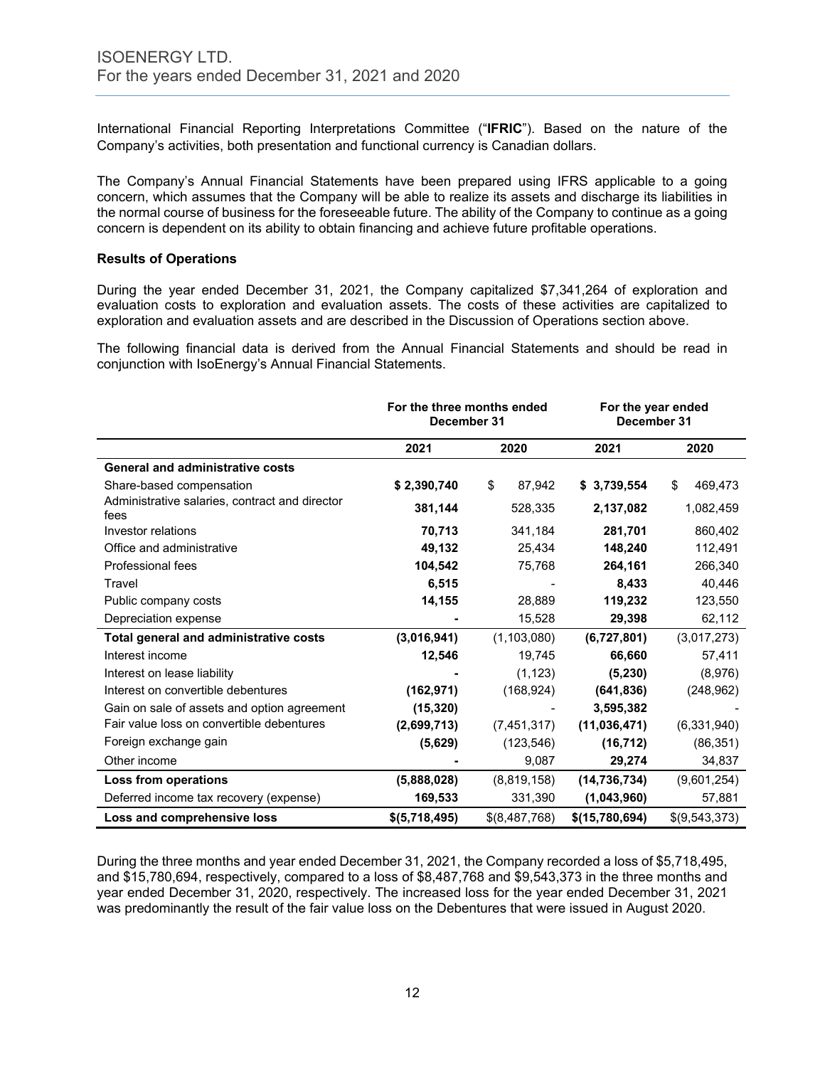International Financial Reporting Interpretations Committee ("**IFRIC**"). Based on the nature of the Company's activities, both presentation and functional currency is Canadian dollars.

The Company's Annual Financial Statements have been prepared using IFRS applicable to a going concern, which assumes that the Company will be able to realize its assets and discharge its liabilities in the normal course of business for the foreseeable future. The ability of the Company to continue as a going concern is dependent on its ability to obtain financing and achieve future profitable operations.

**Results of Operations**

During the year ended December 31, 2021, the Company capitalized $7,341,264 of exploration and evaluation costs to exploration and evaluation assets. The costs of these activities are capitalized to exploration and evaluation assets and are described in the Discussion of Operations section above.

The following financial data is derived from the Annual Financial Statements and should be read in conjunction with IsoEnergy's Annual Financial Statements.

| | For the three months ended December 31 | | For the year ended December 31 | |
|---|---|---|---|---|
| | **2021** | **2020** | **2021** | **2020** |
| **General and administrative costs** | | | | |
| Share-based compensation | **$ 2,390,740** | $ 87,942 | **$ 3,739,554** | $ 469,473 |
| Administrative salaries, contract and director fees | **381,144** | 528,335 | **2,137,082** | 1,082,459 |
| Investor relations | **70,713** | 341,184 | **281,701** | 860,402 |
| Office and administrative | **49,132** | 25,434 | **148,240** | 112,491 |
| Professional fees | **104,542** | 75,768 | **264,161** | 266,340 |
| Travel | **6,515** | - | **8,433** | 40,446 |
| Public company costs | **14,155** | 28,889 | **119,232** | 123,550 |
| Depreciation expense | **-** | 15,528 | **29,398** | 62,112 |
| **Total general and administrative costs** | **(3,016,941)** | (1,103,080) | **(6,727,801)** | (3,017,273) |
| Interest income | **12,546** | 19,745 | **66,660** | 57,411 |
| Interest on lease liability | **-** | (1,123) | **(5,230)** | (8,976) |
| Interest on convertible debentures | **(162,971)** | (168,924) | **(641,836)** | (248,962) |
| Gain on sale of assets and option agreement | **(15,320)** | - | **3,595,382** | - |
| Fair value loss on convertible debentures | **(2,699,713)** | (7,451,317) | **(11,036,471)** | (6,331,940) |
| Foreign exchange gain | **(5,629)** | (123,546) | **(16,712)** | (86,351) |
| Other income | **-** | 9,087 | **29,274** | 34,837 |
| **Loss from operations** | **(5,888,028)** | (8,819,158) | **(14,736,734)** | (9,601,254) |
| Deferred income tax recovery (expense) | **169,533** | 331,390 | **(1,043,960)** | 57,881 |
| **Loss and comprehensive loss** | **$(5,718,495)** | $(8,487,768) | **$(15,780,694)** | $(9,543,373) |

During the three months and year ended December 31, 2021, the Company recorded a loss of $5,718,495, and $15,780,694, respectively, compared to a loss of $8,487,768 and $9,543,373 in the three months and year ended December 31, 2020, respectively. The increased loss for the year ended December 31, 2021 was predominantly the result of the fair value loss on the Debentures that were issued in August 2020.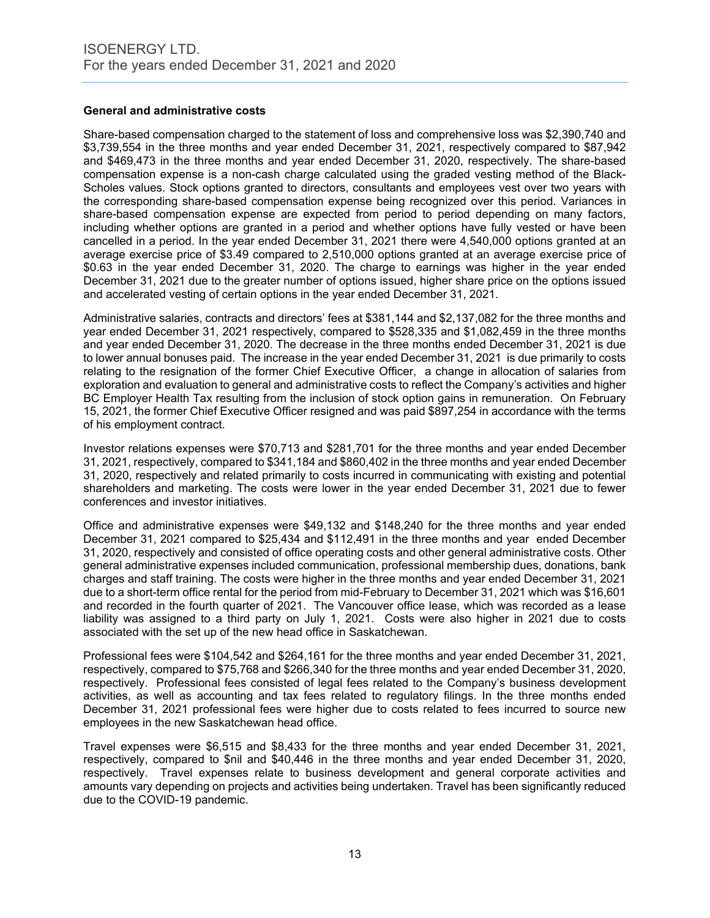**General and administrative costs**

Share-based compensation charged to the statement of loss and comprehensive loss was $2,390,740 and $3,739,554 in the three months and year ended December 31, 2021, respectively compared to $87,942 and $469,473 in the three months and year ended December 31, 2020, respectively. The share-based compensation expense is a non-cash charge calculated using the graded vesting method of the Black-Scholes values. Stock options granted to directors, consultants and employees vest over two years with the corresponding share-based compensation expense being recognized over this period. Variances in share-based compensation expense are expected from period to period depending on many factors, including whether options are granted in a period and whether options have fully vested or have been cancelled in a period. In the year ended December 31, 2021 there were 4,540,000 options granted at an average exercise price of $3.49 compared to 2,510,000 options granted at an average exercise price of $0.63 in the year ended December 31, 2020. The charge to earnings was higher in the year ended December 31, 2021 due to the greater number of options issued, higher share price on the options issued and accelerated vesting of certain options in the year ended December 31, 2021.

Administrative salaries, contracts and directors' fees at $381,144 and $2,137,082 for the three months and year ended December 31, 2021 respectively, compared to $528,335 and $1,082,459 in the three months and year ended December 31, 2020. The decrease in the three months ended December 31, 2021 is due to lower annual bonuses paid. The increase in the year ended December 31, 2021 is due primarily to costs relating to the resignation of the former Chief Executive Officer, a change in allocation of salaries from exploration and evaluation to general and administrative costs to reflect the Company's activities and higher BC Employer Health Tax resulting from the inclusion of stock option gains in remuneration. On February 15, 2021, the former Chief Executive Officer resigned and was paid $897,254 in accordance with the terms of his employment contract.

Investor relations expenses were $70,713 and $281,701 for the three months and year ended December 31, 2021, respectively, compared to $341,184 and $860,402 in the three months and year ended December 31, 2020, respectively and related primarily to costs incurred in communicating with existing and potential shareholders and marketing. The costs were lower in the year ended December 31, 2021 due to fewer conferences and investor initiatives.

Office and administrative expenses were $49,132 and $148,240 for the three months and year ended December 31, 2021 compared to $25,434 and $112,491 in the three months and year ended December 31, 2020, respectively and consisted of office operating costs and other general administrative costs. Other general administrative expenses included communication, professional membership dues, donations, bank charges and staff training. The costs were higher in the three months and year ended December 31, 2021 due to a short-term office rental for the period from mid-February to December 31, 2021 which was $16,601 and recorded in the fourth quarter of 2021. The Vancouver office lease, which was recorded as a lease liability was assigned to a third party on July 1, 2021. Costs were also higher in 2021 due to costs associated with the set up of the new head office in Saskatchewan.

Professional fees were $104,542 and $264,161 for the three months and year ended December 31, 2021, respectively, compared to $75,768 and $266,340 for the three months and year ended December 31, 2020, respectively. Professional fees consisted of legal fees related to the Company's business development activities, as well as accounting and tax fees related to regulatory filings. In the three months ended December 31, 2021 professional fees were higher due to costs related to fees incurred to source new employees in the new Saskatchewan head office.

Travel expenses were $6,515 and $8,433 for the three months and year ended December 31, 2021, respectively, compared to $nil and $40,446 in the three months and year ended December 31, 2020, respectively. Travel expenses relate to business development and general corporate activities and amounts vary depending on projects and activities being undertaken. Travel has been significantly reduced due to the COVID-19 pandemic.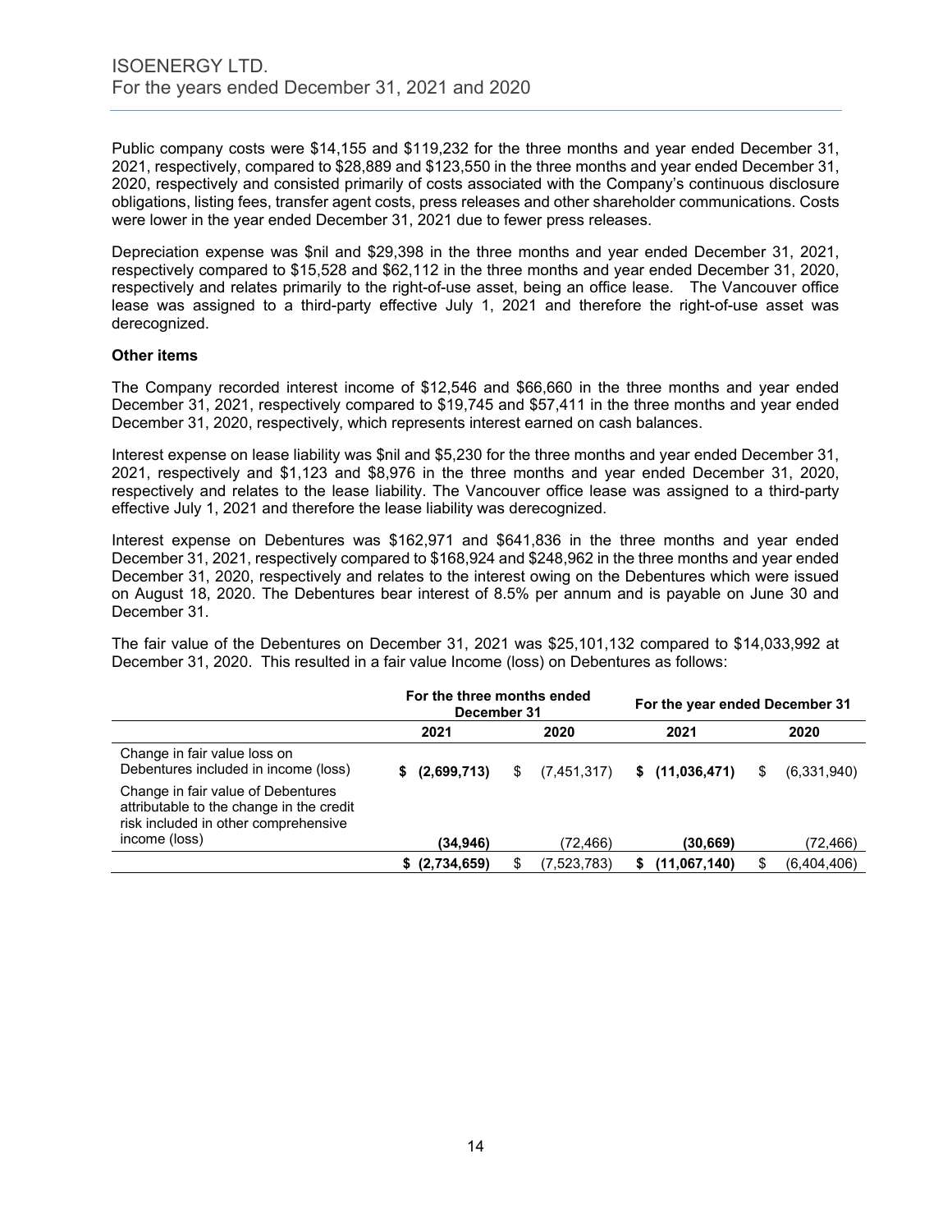Public company costs were $14,155 and $119,232 for the three months and year ended December 31, 2021, respectively, compared to $28,889 and $123,550 in the three months and year ended December 31, 2020, respectively and consisted primarily of costs associated with the Company's continuous disclosure obligations, listing fees, transfer agent costs, press releases and other shareholder communications. Costs were lower in the year ended December 31, 2021 due to fewer press releases.

Depreciation expense was $nil and $29,398 in the three months and year ended December 31, 2021, respectively compared to $15,528 and $62,112 in the three months and year ended December 31, 2020, respectively and relates primarily to the right-of-use asset, being an office lease. The Vancouver office lease was assigned to a third-party effective July 1, 2021 and therefore the right-of-use asset was derecognized.

**Other items**

The Company recorded interest income of $12,546 and $66,660 in the three months and year ended December 31, 2021, respectively compared to $19,745 and $57,411 in the three months and year ended December 31, 2020, respectively, which represents interest earned on cash balances.

Interest expense on lease liability was $nil and $5,230 for the three months and year ended December 31, 2021, respectively and $1,123 and $8,976 in the three months and year ended December 31, 2020, respectively and relates to the lease liability. The Vancouver office lease was assigned to a third-party effective July 1, 2021 and therefore the lease liability was derecognized.

Interest expense on Debentures was $162,971 and $641,836 in the three months and year ended December 31, 2021, respectively compared to $168,924 and $248,962 in the three months and year ended December 31, 2020, respectively and relates to the interest owing on the Debentures which were issued on August 18, 2020. The Debentures bear interest of 8.5% per annum and is payable on June 30 and December 31.

The fair value of the Debentures on December 31, 2021 was $25,101,132 compared to $14,033,992 at December 31, 2020. This resulted in a fair value Income (loss) on Debentures as follows:

| | For the three months ended December 31 | | For the year ended December 31 | |
|---|---|---|---|---|
| | **2021** | **2020** | **2021** | **2020** |
| Change in fair value loss on Debentures included in income (loss) | **$ (2,699,713)** | $ (7,451,317) | **$ (11,036,471)** | $ (6,331,940) |
| Change in fair value of Debentures attributable to the change in the credit risk included in other comprehensive income (loss) | **(34,946)** | (72,466) | **(30,669)** | (72,466) |
| | **$ (2,734,659)** | $ (7,523,783) | **$ (11,067,140)** | $ (6,404,406) |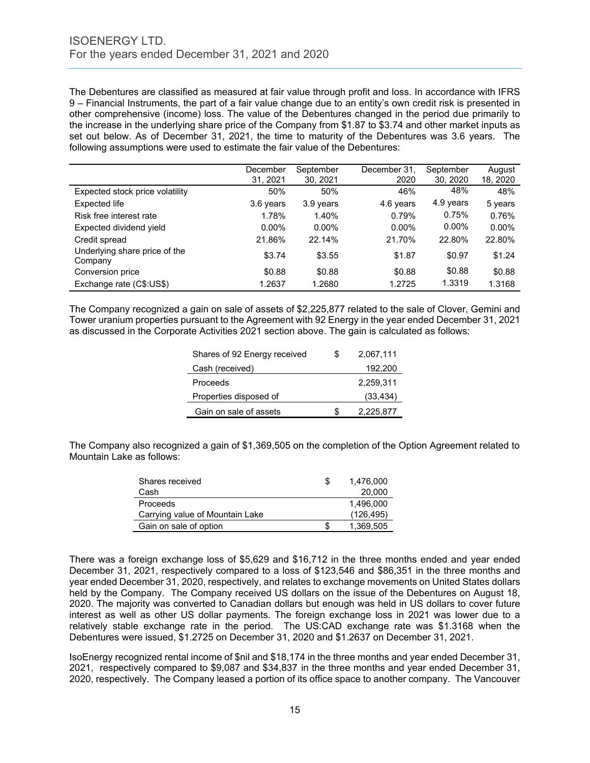The Debentures are classified as measured at fair value through profit and loss. In accordance with IFRS 9 – Financial Instruments, the part of a fair value change due to an entity's own credit risk is presented in other comprehensive (income) loss. The value of the Debentures changed in the period due primarily to the increase in the underlying share price of the Company from $1.87 to $3.74 and other market inputs as set out below. As of December 31, 2021, the time to maturity of the Debentures was 3.6 years. The following assumptions were used to estimate the fair value of the Debentures:

| | December 31, 2021 | September 30, 2021 | December 31, 2020 | September 30, 2020 | August 18, 2020 |
|---|---|---|---|---|---|
| Expected stock price volatility | 50% | 50% | 46% | 48% | 48% |
| Expected life | 3.6 years | 3.9 years | 4.6 years | 4.9 years | 5 years |
| Risk free interest rate | 1.78% | 1.40% | 0.79% | 0.75% | 0.76% |
| Expected dividend yield | 0.00% | 0.00% | 0.00% | 0.00% | 0.00% |
| Credit spread | 21.86% | 22.14% | 21.70% | 22.80% | 22.80% |
| Underlying share price of the Company | $3.74 | $3.55 | $1.87 | $0.97 | $1.24 |
| Conversion price | $0.88 | $0.88 | $0.88 | $0.88 | $0.88 |
| Exchange rate (C$:US$) | 1.2637 | 1.2680 | 1.2725 | 1.3319 | 1.3168 |

The Company recognized a gain on sale of assets of $2,225,877 related to the sale of Clover, Gemini and Tower uranium properties pursuant to the Agreement with 92 Energy in the year ended December 31, 2021 as discussed in the Corporate Activities 2021 section above. The gain is calculated as follows:

| | | |
|---|---|---|
| Shares of 92 Energy received | $ | 2,067,111 |
| Cash (received) | | 192,200 |
| Proceeds | | 2,259,311 |
| Properties disposed of | | (33,434) |
| Gain on sale of assets | $ | 2,225,877 |

The Company also recognized a gain of $1,369,505 on the completion of the Option Agreement related to Mountain Lake as follows:

| | | |
|---|---|---|
| Shares received | $ | 1,476,000 |
| Cash | | 20,000 |
| Proceeds | | 1,496,000 |
| Carrying value of Mountain Lake | | (126,495) |
| Gain on sale of option | $ | 1,369,505 |

There was a foreign exchange loss of $5,629 and $16,712 in the three months ended and year ended December 31, 2021, respectively compared to a loss of $123,546 and $86,351 in the three months and year ended December 31, 2020, respectively, and relates to exchange movements on United States dollars held by the Company. The Company received US dollars on the issue of the Debentures on August 18, 2020. The majority was converted to Canadian dollars but enough was held in US dollars to cover future interest as well as other US dollar payments. The foreign exchange loss in 2021 was lower due to a relatively stable exchange rate in the period. The US:CAD exchange rate was $1.3168 when the Debentures were issued, $1.2725 on December 31, 2020 and $1.2637 on December 31, 2021.

IsoEnergy recognized rental income of $nil and $18,174 in the three months and year ended December 31, 2021, respectively compared to $9,087 and $34,837 in the three months and year ended December 31, 2020, respectively. The Company leased a portion of its office space to another company. The Vancouver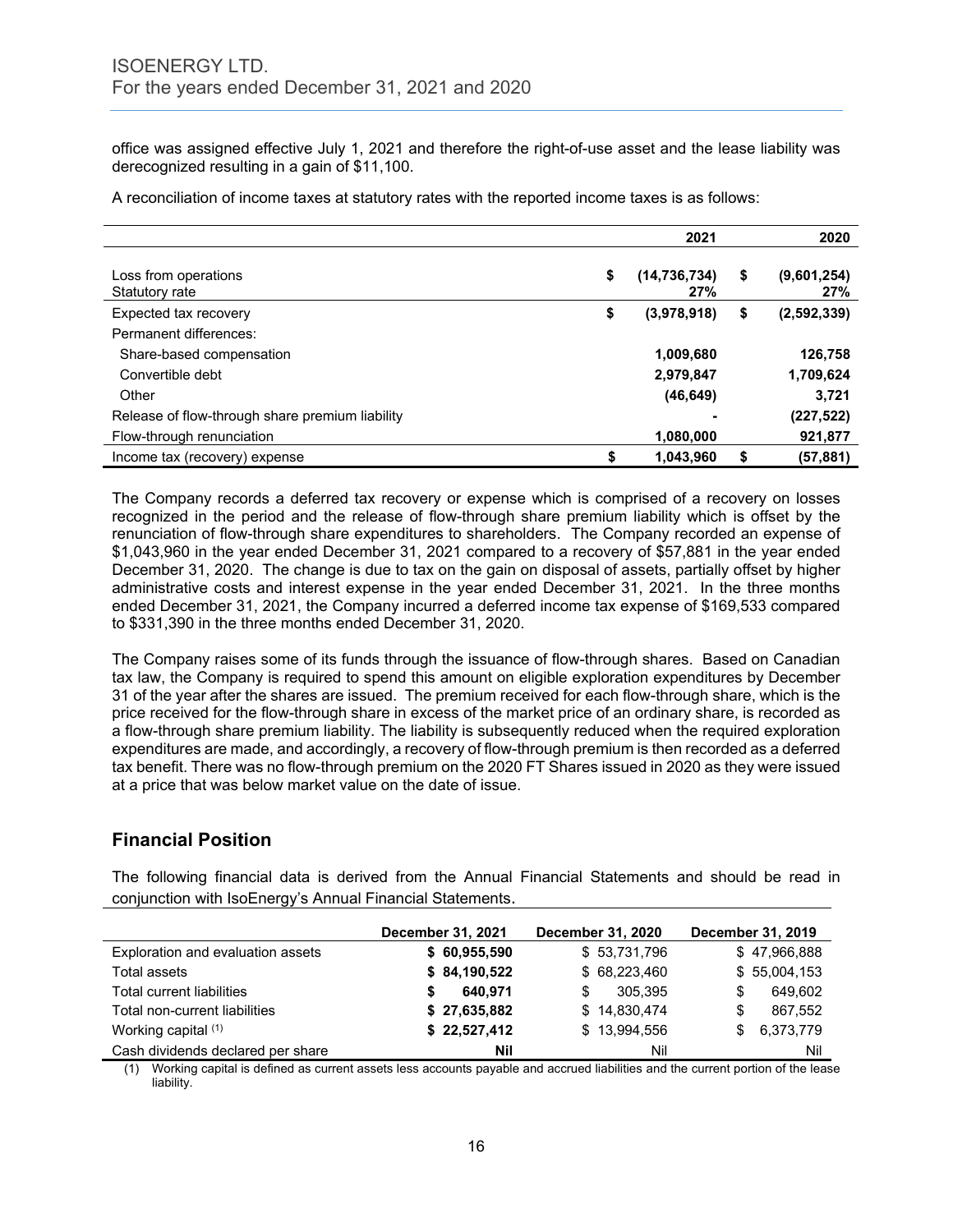office was assigned effective July 1, 2021 and therefore the right-of-use asset and the lease liability was derecognized resulting in a gain of $11,100.

A reconciliation of income taxes at statutory rates with the reported income taxes is as follows:

| | 2021 | 2020 |
|---|---|---|
| Loss from operations | $ (14,736,734) | $ (9,601,254) |
| Statutory rate | 27% | 27% |
| Expected tax recovery | $ (3,978,918) | $ (2,592,339) |
| Permanent differences: | | |
| Share-based compensation | 1,009,680 | 126,758 |
| Convertible debt | 2,979,847 | 1,709,624 |
| Other | (46,649) | 3,721 |
| Release of flow-through share premium liability | - | (227,522) |
| Flow-through renunciation | 1,080,000 | 921,877 |
| Income tax (recovery) expense | $ 1,043,960 | $ (57,881) |

The Company records a deferred tax recovery or expense which is comprised of a recovery on losses recognized in the period and the release of flow-through share premium liability which is offset by the renunciation of flow-through share expenditures to shareholders. The Company recorded an expense of $1,043,960 in the year ended December 31, 2021 compared to a recovery of $57,881 in the year ended December 31, 2020. The change is due to tax on the gain on disposal of assets, partially offset by higher administrative costs and interest expense in the year ended December 31, 2021. In the three months ended December 31, 2021, the Company incurred a deferred income tax expense of $169,533 compared to $331,390 in the three months ended December 31, 2020.

The Company raises some of its funds through the issuance of flow-through shares. Based on Canadian tax law, the Company is required to spend this amount on eligible exploration expenditures by December 31 of the year after the shares are issued. The premium received for each flow-through share, which is the price received for the flow-through share in excess of the market price of an ordinary share, is recorded as a flow-through share premium liability. The liability is subsequently reduced when the required exploration expenditures are made, and accordingly, a recovery of flow-through premium is then recorded as a deferred tax benefit. There was no flow-through premium on the 2020 FT Shares issued in 2020 as they were issued at a price that was below market value on the date of issue.

## Financial Position

The following financial data is derived from the Annual Financial Statements and should be read in conjunction with IsoEnergy's Annual Financial Statements.

| | December 31, 2021 | December 31, 2020 | December 31, 2019 |
|---|---|---|---|
| Exploration and evaluation assets | $ 60,955,590 | $ 53,731,796 | $ 47,966,888 |
| Total assets | $ 84,190,522 | $ 68,223,460 | $ 55,004,153 |
| Total current liabilities | $ 640,971 | $ 305,395 | $ 649,602 |
| Total non-current liabilities | $ 27,635,882 | $ 14,830,474 | $ 867,552 |
| Working capital (1) | $ 22,527,412 | $ 13,994,556 | $ 6,373,779 |
| Cash dividends declared per share | Nil | Nil | Nil |

(1) Working capital is defined as current assets less accounts payable and accrued liabilities and the current portion of the lease liability.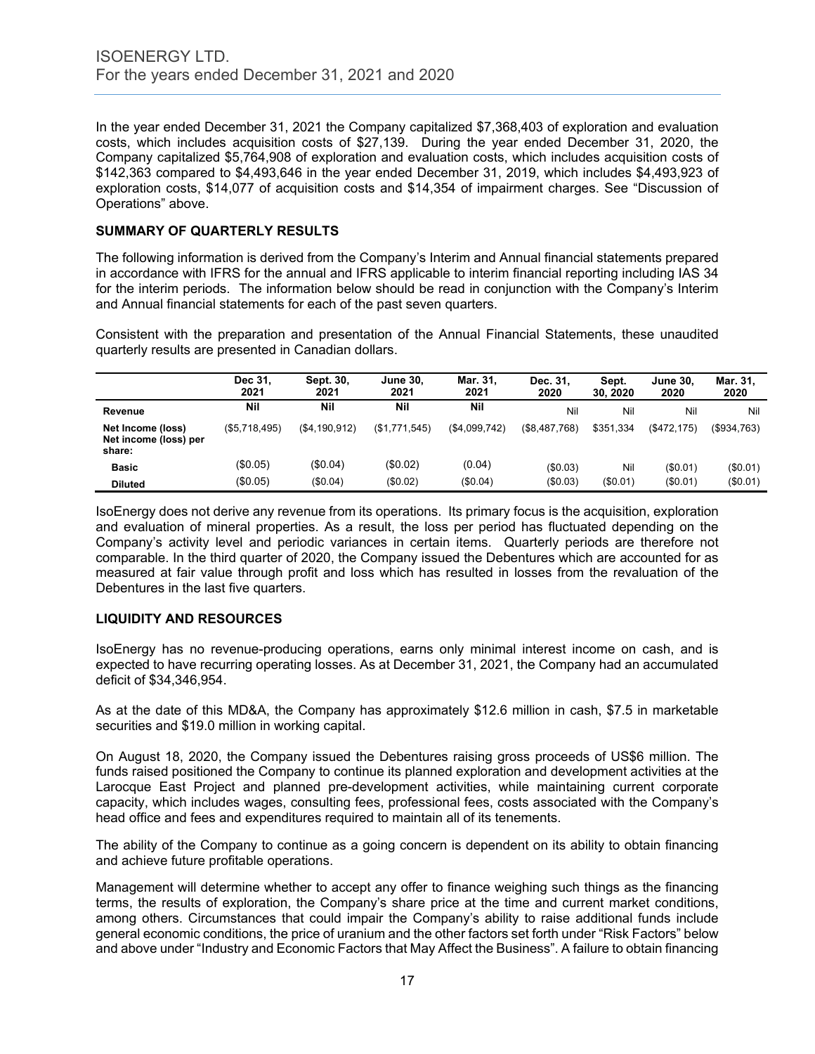In the year ended December 31, 2021 the Company capitalized $7,368,403 of exploration and evaluation costs, which includes acquisition costs of $27,139. During the year ended December 31, 2020, the Company capitalized $5,764,908 of exploration and evaluation costs, which includes acquisition costs of $142,363 compared to $4,493,646 in the year ended December 31, 2019, which includes $4,493,923 of exploration costs, $14,077 of acquisition costs and $14,354 of impairment charges. See "Discussion of Operations" above.

## SUMMARY OF QUARTERLY RESULTS

The following information is derived from the Company's Interim and Annual financial statements prepared in accordance with IFRS for the annual and IFRS applicable to interim financial reporting including IAS 34 for the interim periods. The information below should be read in conjunction with the Company's Interim and Annual financial statements for each of the past seven quarters.

Consistent with the preparation and presentation of the Annual Financial Statements, these unaudited quarterly results are presented in Canadian dollars.

| | Dec 31, 2021 | Sept. 30, 2021 | June 30, 2021 | Mar. 31, 2021 | Dec. 31, 2020 | Sept. 30, 2020 | June 30, 2020 | Mar. 31, 2020 |
|---|---|---|---|---|---|---|---|---|
| **Revenue** | **Nil** | **Nil** | **Nil** | **Nil** | Nil | Nil | Nil | Nil |
| **Net Income (loss)** | ($5,718,495) | ($4,190,912) | ($1,771,545) | ($4,099,742) | ($8,487,768) | $351,334 | ($472,175) | ($934,763) |
| **Net income (loss) per share:** | | | | | | | | |
| **Basic** | ($0.05) | ($0.04) | ($0.02) | (0.04) | ($0.03) | Nil | ($0.01) | ($0.01) |
| **Diluted** | ($0.05) | ($0.04) | ($0.02) | ($0.04) | ($0.03) | ($0.01) | ($0.01) | ($0.01) |

IsoEnergy does not derive any revenue from its operations. Its primary focus is the acquisition, exploration and evaluation of mineral properties. As a result, the loss per period has fluctuated depending on the Company's activity level and periodic variances in certain items. Quarterly periods are therefore not comparable. In the third quarter of 2020, the Company issued the Debentures which are accounted for as measured at fair value through profit and loss which has resulted in losses from the revaluation of the Debentures in the last five quarters.

## LIQUIDITY AND RESOURCES

IsoEnergy has no revenue-producing operations, earns only minimal interest income on cash, and is expected to have recurring operating losses. As at December 31, 2021, the Company had an accumulated deficit of $34,346,954.

As at the date of this MD&A, the Company has approximately $12.6 million in cash, $7.5 in marketable securities and $19.0 million in working capital.

On August 18, 2020, the Company issued the Debentures raising gross proceeds of US$6 million. The funds raised positioned the Company to continue its planned exploration and development activities at the Larocque East Project and planned pre-development activities, while maintaining current corporate capacity, which includes wages, consulting fees, professional fees, costs associated with the Company's head office and fees and expenditures required to maintain all of its tenements.

The ability of the Company to continue as a going concern is dependent on its ability to obtain financing and achieve future profitable operations.

Management will determine whether to accept any offer to finance weighing such things as the financing terms, the results of exploration, the Company's share price at the time and current market conditions, among others. Circumstances that could impair the Company's ability to raise additional funds include general economic conditions, the price of uranium and the other factors set forth under "Risk Factors" below and above under "Industry and Economic Factors that May Affect the Business". A failure to obtain financing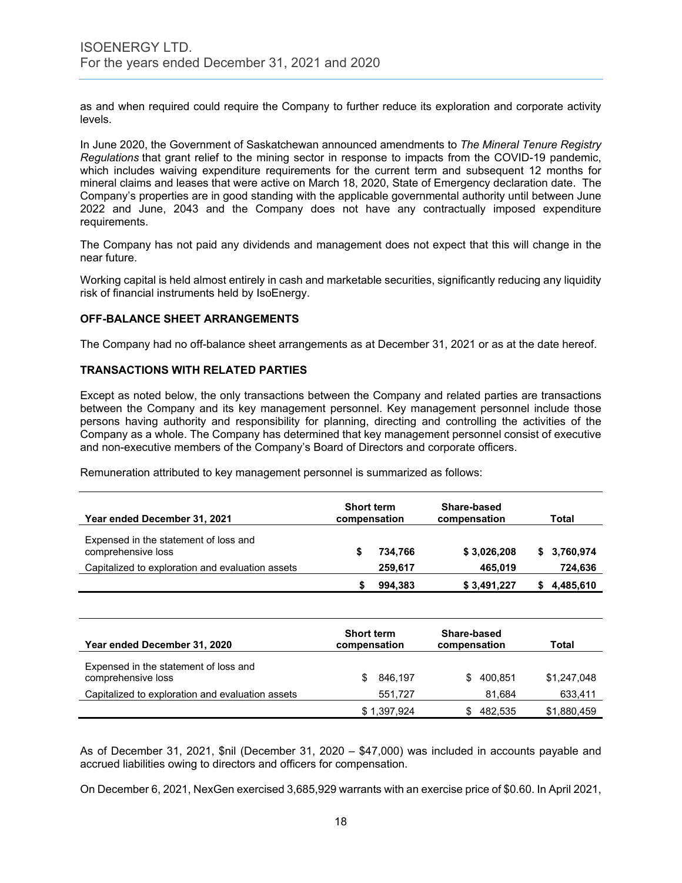as and when required could require the Company to further reduce its exploration and corporate activity levels.

In June 2020, the Government of Saskatchewan announced amendments to *The Mineral Tenure Registry Regulations* that grant relief to the mining sector in response to impacts from the COVID-19 pandemic, which includes waiving expenditure requirements for the current term and subsequent 12 months for mineral claims and leases that were active on March 18, 2020, State of Emergency declaration date. The Company's properties are in good standing with the applicable governmental authority until between June 2022 and June, 2043 and the Company does not have any contractually imposed expenditure requirements.

The Company has not paid any dividends and management does not expect that this will change in the near future.

Working capital is held almost entirely in cash and marketable securities, significantly reducing any liquidity risk of financial instruments held by IsoEnergy.

## OFF-BALANCE SHEET ARRANGEMENTS

The Company had no off-balance sheet arrangements as at December 31, 2021 or as at the date hereof.

## TRANSACTIONS WITH RELATED PARTIES

Except as noted below, the only transactions between the Company and related parties are transactions between the Company and its key management personnel. Key management personnel include those persons having authority and responsibility for planning, directing and controlling the activities of the Company as a whole. The Company has determined that key management personnel consist of executive and non-executive members of the Company's Board of Directors and corporate officers.

Remuneration attributed to key management personnel is summarized as follows:

| Year ended December 31, 2021 | Short term compensation | Share-based compensation | Total |
|---|---|---|---|
| Expensed in the statement of loss and comprehensive loss | $ 734,766 | $ 3,026,208 | $ 3,760,974 |
| Capitalized to exploration and evaluation assets | 259,617 | 465,019 | 724,636 |
| | $ 994,383 | $ 3,491,227 | $ 4,485,610 |

| Year ended December 31, 2020 | Short term compensation | Share-based compensation | Total |
|---|---|---|---|
| Expensed in the statement of loss and comprehensive loss | $ 846,197 | $ 400,851 | $1,247,048 |
| Capitalized to exploration and evaluation assets | 551,727 | 81,684 | 633,411 |
| | $ 1,397,924 | $ 482,535 | $1,880,459 |

As of December 31, 2021, $nil (December 31, 2020 – $47,000) was included in accounts payable and accrued liabilities owing to directors and officers for compensation.

On December 6, 2021, NexGen exercised 3,685,929 warrants with an exercise price of $0.60. In April 2021,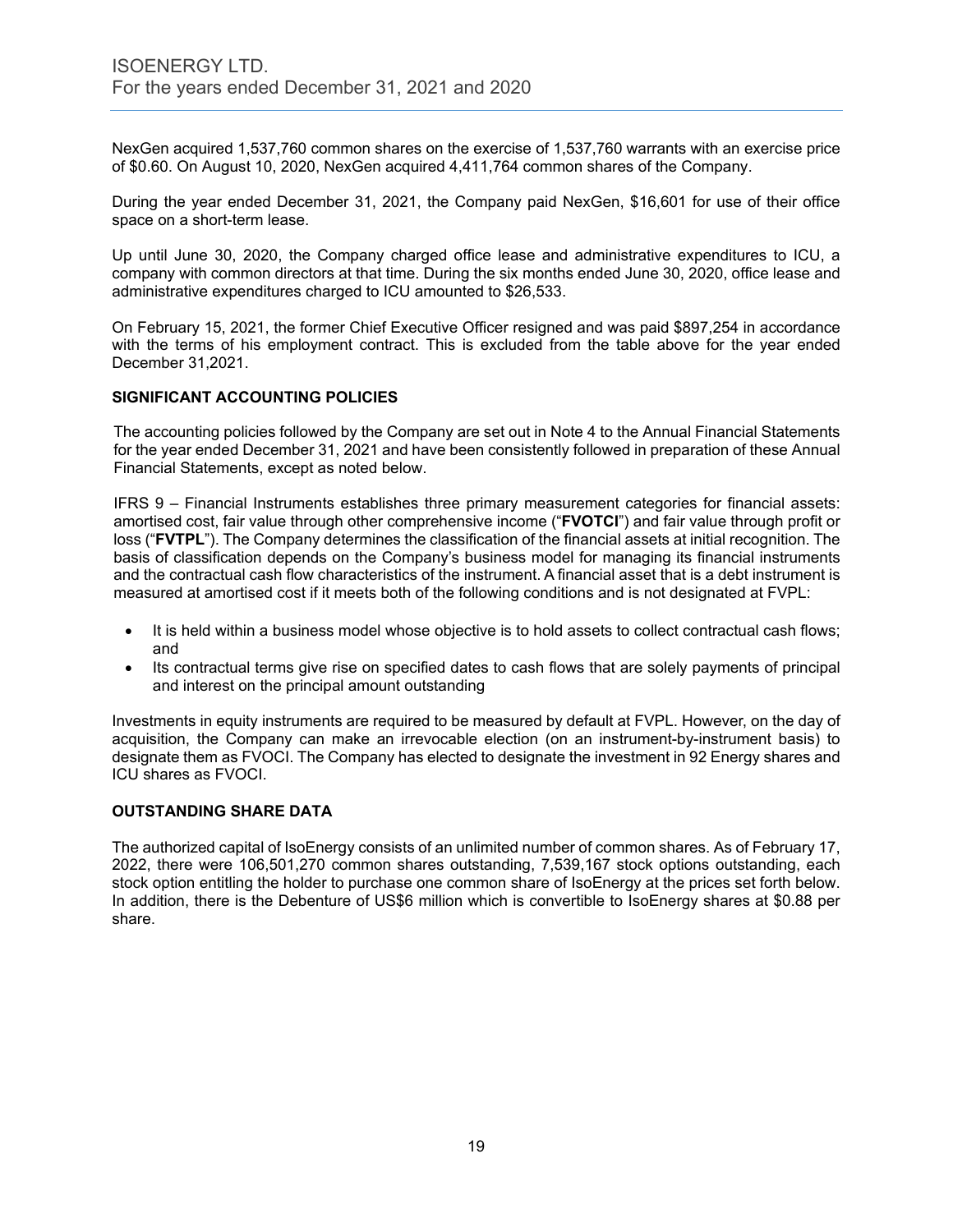NexGen acquired 1,537,760 common shares on the exercise of 1,537,760 warrants with an exercise price of $0.60. On August 10, 2020, NexGen acquired 4,411,764 common shares of the Company.

During the year ended December 31, 2021, the Company paid NexGen, $16,601 for use of their office space on a short-term lease.

Up until June 30, 2020, the Company charged office lease and administrative expenditures to ICU, a company with common directors at that time. During the six months ended June 30, 2020, office lease and administrative expenditures charged to ICU amounted to $26,533.

On February 15, 2021, the former Chief Executive Officer resigned and was paid $897,254 in accordance with the terms of his employment contract. This is excluded from the table above for the year ended December 31,2021.

## SIGNIFICANT ACCOUNTING POLICIES

The accounting policies followed by the Company are set out in Note 4 to the Annual Financial Statements for the year ended December 31, 2021 and have been consistently followed in preparation of these Annual Financial Statements, except as noted below.

IFRS 9 – Financial Instruments establishes three primary measurement categories for financial assets: amortised cost, fair value through other comprehensive income ("**FVOTCI**") and fair value through profit or loss ("**FVTPL**"). The Company determines the classification of the financial assets at initial recognition. The basis of classification depends on the Company's business model for managing its financial instruments and the contractual cash flow characteristics of the instrument. A financial asset that is a debt instrument is measured at amortised cost if it meets both of the following conditions and is not designated at FVPL:

- It is held within a business model whose objective is to hold assets to collect contractual cash flows; and
- Its contractual terms give rise on specified dates to cash flows that are solely payments of principal and interest on the principal amount outstanding

Investments in equity instruments are required to be measured by default at FVPL. However, on the day of acquisition, the Company can make an irrevocable election (on an instrument-by-instrument basis) to designate them as FVOCI. The Company has elected to designate the investment in 92 Energy shares and ICU shares as FVOCI.

## OUTSTANDING SHARE DATA

The authorized capital of IsoEnergy consists of an unlimited number of common shares. As of February 17, 2022, there were 106,501,270 common shares outstanding, 7,539,167 stock options outstanding, each stock option entitling the holder to purchase one common share of IsoEnergy at the prices set forth below. In addition, there is the Debenture of US$6 million which is convertible to IsoEnergy shares at $0.88 per share.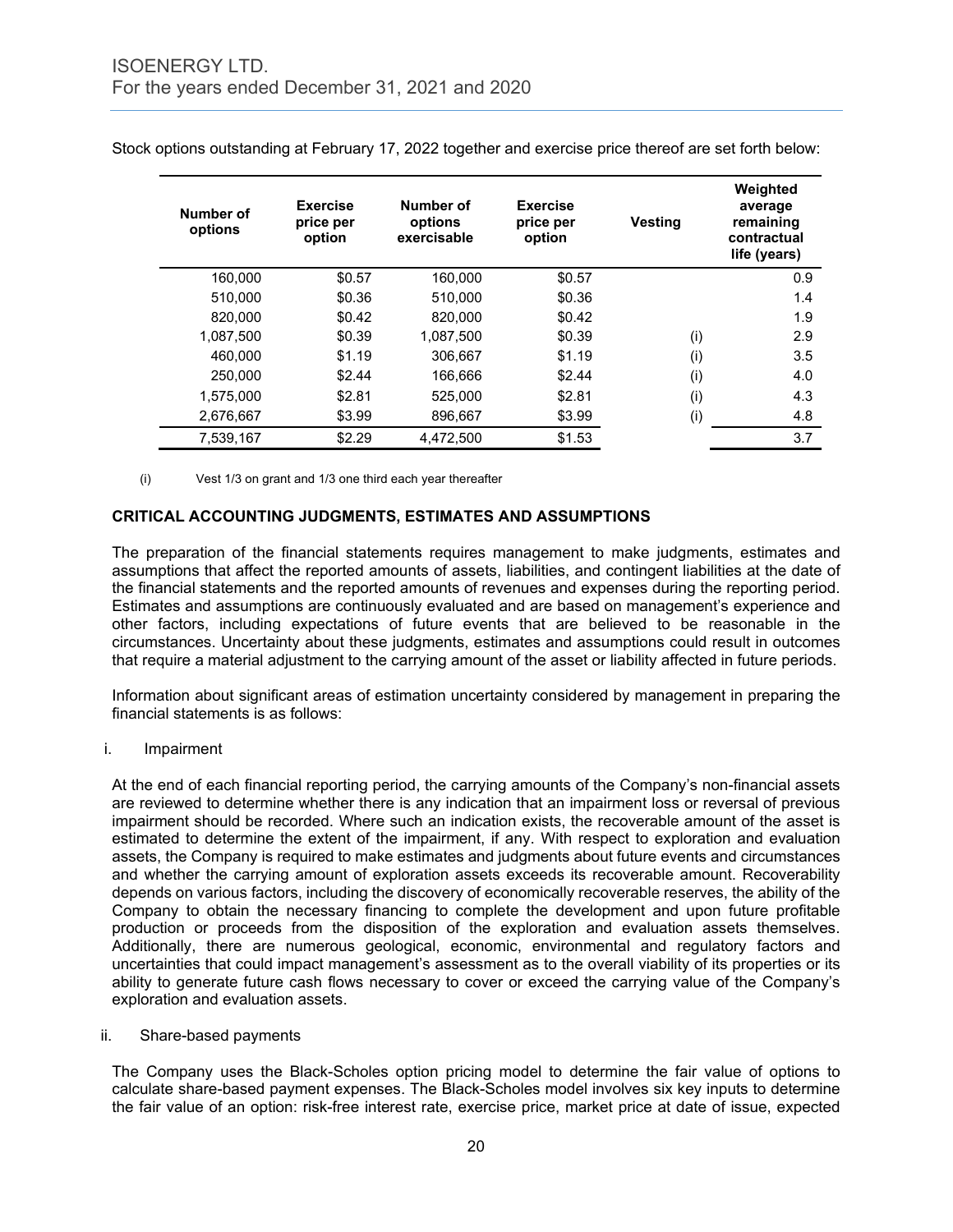Stock options outstanding at February 17, 2022 together and exercise price thereof are set forth below:

| Number of options | Exercise price per option | Number of options exercisable | Exercise price per option | Vesting | Weighted average remaining contractual life (years) |
|---|---|---|---|---|---|
| 160,000 | $0.57 | 160,000 | $0.57 | | 0.9 |
| 510,000 | $0.36 | 510,000 | $0.36 | | 1.4 |
| 820,000 | $0.42 | 820,000 | $0.42 | | 1.9 |
| 1,087,500 | $0.39 | 1,087,500 | $0.39 | (i) | 2.9 |
| 460,000 | $1.19 | 306,667 | $1.19 | (i) | 3.5 |
| 250,000 | $2.44 | 166,666 | $2.44 | (i) | 4.0 |
| 1,575,000 | $2.81 | 525,000 | $2.81 | (i) | 4.3 |
| 2,676,667 | $3.99 | 896,667 | $3.99 | (i) | 4.8 |
| 7,539,167 | $2.29 | 4,472,500 | $1.53 | | 3.7 |

(i) Vest 1/3 on grant and 1/3 one third each year thereafter

## CRITICAL ACCOUNTING JUDGMENTS, ESTIMATES AND ASSUMPTIONS

The preparation of the financial statements requires management to make judgments, estimates and assumptions that affect the reported amounts of assets, liabilities, and contingent liabilities at the date of the financial statements and the reported amounts of revenues and expenses during the reporting period. Estimates and assumptions are continuously evaluated and are based on management's experience and other factors, including expectations of future events that are believed to be reasonable in the circumstances. Uncertainty about these judgments, estimates and assumptions could result in outcomes that require a material adjustment to the carrying amount of the asset or liability affected in future periods.

Information about significant areas of estimation uncertainty considered by management in preparing the financial statements is as follows:

i. Impairment

At the end of each financial reporting period, the carrying amounts of the Company's non-financial assets are reviewed to determine whether there is any indication that an impairment loss or reversal of previous impairment should be recorded. Where such an indication exists, the recoverable amount of the asset is estimated to determine the extent of the impairment, if any. With respect to exploration and evaluation assets, the Company is required to make estimates and judgments about future events and circumstances and whether the carrying amount of exploration assets exceeds its recoverable amount. Recoverability depends on various factors, including the discovery of economically recoverable reserves, the ability of the Company to obtain the necessary financing to complete the development and upon future profitable production or proceeds from the disposition of the exploration and evaluation assets themselves. Additionally, there are numerous geological, economic, environmental and regulatory factors and uncertainties that could impact management's assessment as to the overall viability of its properties or its ability to generate future cash flows necessary to cover or exceed the carrying value of the Company's exploration and evaluation assets.

ii. Share-based payments

The Company uses the Black-Scholes option pricing model to determine the fair value of options to calculate share-based payment expenses. The Black-Scholes model involves six key inputs to determine the fair value of an option: risk-free interest rate, exercise price, market price at date of issue, expected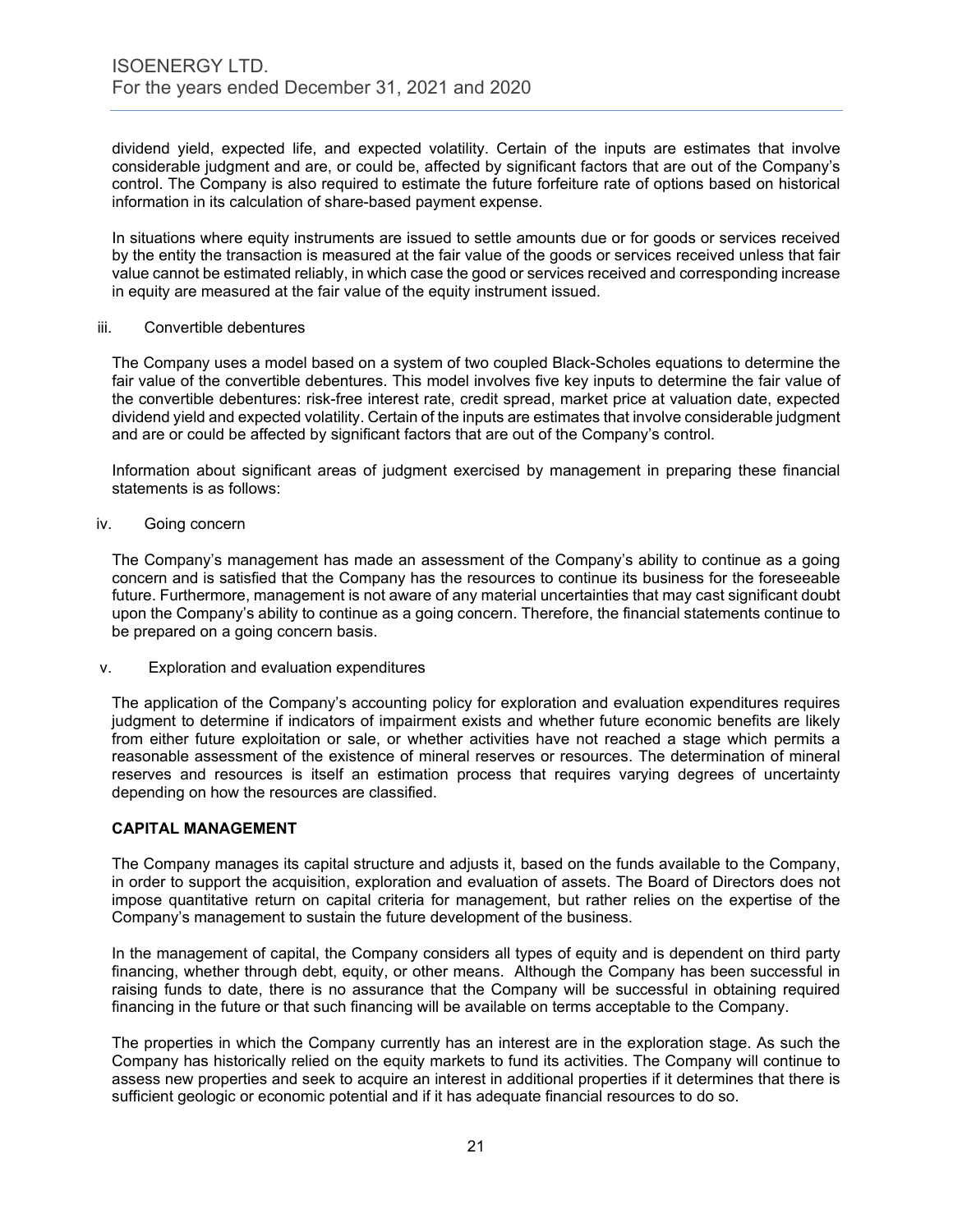dividend yield, expected life, and expected volatility. Certain of the inputs are estimates that involve considerable judgment and are, or could be, affected by significant factors that are out of the Company's control. The Company is also required to estimate the future forfeiture rate of options based on historical information in its calculation of share-based payment expense.

In situations where equity instruments are issued to settle amounts due or for goods or services received by the entity the transaction is measured at the fair value of the goods or services received unless that fair value cannot be estimated reliably, in which case the good or services received and corresponding increase in equity are measured at the fair value of the equity instrument issued.

iii. Convertible debentures

The Company uses a model based on a system of two coupled Black-Scholes equations to determine the fair value of the convertible debentures. This model involves five key inputs to determine the fair value of the convertible debentures: risk-free interest rate, credit spread, market price at valuation date, expected dividend yield and expected volatility. Certain of the inputs are estimates that involve considerable judgment and are or could be affected by significant factors that are out of the Company's control.

Information about significant areas of judgment exercised by management in preparing these financial statements is as follows:

iv. Going concern

The Company's management has made an assessment of the Company's ability to continue as a going concern and is satisfied that the Company has the resources to continue its business for the foreseeable future. Furthermore, management is not aware of any material uncertainties that may cast significant doubt upon the Company's ability to continue as a going concern. Therefore, the financial statements continue to be prepared on a going concern basis.

v. Exploration and evaluation expenditures

The application of the Company's accounting policy for exploration and evaluation expenditures requires judgment to determine if indicators of impairment exists and whether future economic benefits are likely from either future exploitation or sale, or whether activities have not reached a stage which permits a reasonable assessment of the existence of mineral reserves or resources. The determination of mineral reserves and resources is itself an estimation process that requires varying degrees of uncertainty depending on how the resources are classified.

## CAPITAL MANAGEMENT

The Company manages its capital structure and adjusts it, based on the funds available to the Company, in order to support the acquisition, exploration and evaluation of assets. The Board of Directors does not impose quantitative return on capital criteria for management, but rather relies on the expertise of the Company's management to sustain the future development of the business.

In the management of capital, the Company considers all types of equity and is dependent on third party financing, whether through debt, equity, or other means. Although the Company has been successful in raising funds to date, there is no assurance that the Company will be successful in obtaining required financing in the future or that such financing will be available on terms acceptable to the Company.

The properties in which the Company currently has an interest are in the exploration stage. As such the Company has historically relied on the equity markets to fund its activities. The Company will continue to assess new properties and seek to acquire an interest in additional properties if it determines that there is sufficient geologic or economic potential and if it has adequate financial resources to do so.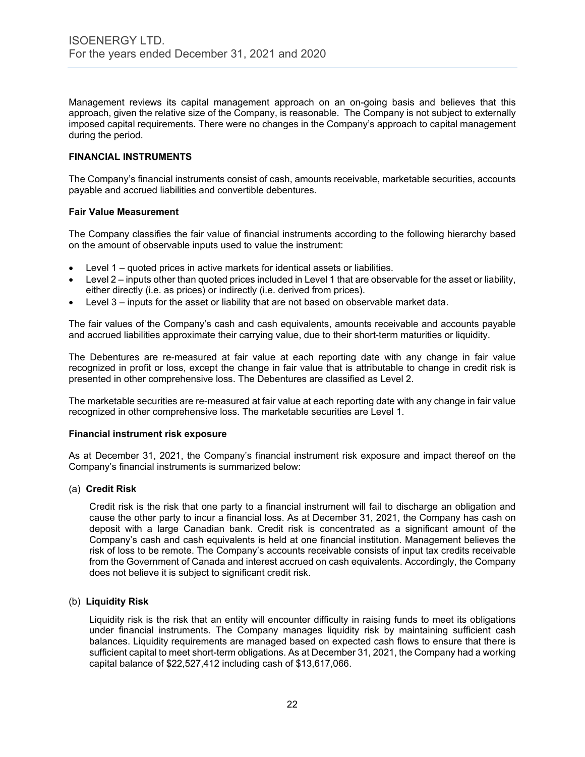Management reviews its capital management approach on an on-going basis and believes that this approach, given the relative size of the Company, is reasonable. The Company is not subject to externally imposed capital requirements. There were no changes in the Company's approach to capital management during the period.

## FINANCIAL INSTRUMENTS

The Company's financial instruments consist of cash, amounts receivable, marketable securities, accounts payable and accrued liabilities and convertible debentures.

### Fair Value Measurement

The Company classifies the fair value of financial instruments according to the following hierarchy based on the amount of observable inputs used to value the instrument:

- Level 1 – quoted prices in active markets for identical assets or liabilities.
- Level 2 – inputs other than quoted prices included in Level 1 that are observable for the asset or liability, either directly (i.e. as prices) or indirectly (i.e. derived from prices).
- Level 3 – inputs for the asset or liability that are not based on observable market data.

The fair values of the Company's cash and cash equivalents, amounts receivable and accounts payable and accrued liabilities approximate their carrying value, due to their short-term maturities or liquidity.

The Debentures are re-measured at fair value at each reporting date with any change in fair value recognized in profit or loss, except the change in fair value that is attributable to change in credit risk is presented in other comprehensive loss. The Debentures are classified as Level 2.

The marketable securities are re-measured at fair value at each reporting date with any change in fair value recognized in other comprehensive loss. The marketable securities are Level 1.

### Financial instrument risk exposure

As at December 31, 2021, the Company's financial instrument risk exposure and impact thereof on the Company's financial instruments is summarized below:

(a) **Credit Risk**

Credit risk is the risk that one party to a financial instrument will fail to discharge an obligation and cause the other party to incur a financial loss. As at December 31, 2021, the Company has cash on deposit with a large Canadian bank. Credit risk is concentrated as a significant amount of the Company's cash and cash equivalents is held at one financial institution. Management believes the risk of loss to be remote. The Company's accounts receivable consists of input tax credits receivable from the Government of Canada and interest accrued on cash equivalents. Accordingly, the Company does not believe it is subject to significant credit risk.

(b) **Liquidity Risk**

Liquidity risk is the risk that an entity will encounter difficulty in raising funds to meet its obligations under financial instruments. The Company manages liquidity risk by maintaining sufficient cash balances. Liquidity requirements are managed based on expected cash flows to ensure that there is sufficient capital to meet short-term obligations. As at December 31, 2021, the Company had a working capital balance of $22,527,412 including cash of $13,617,066.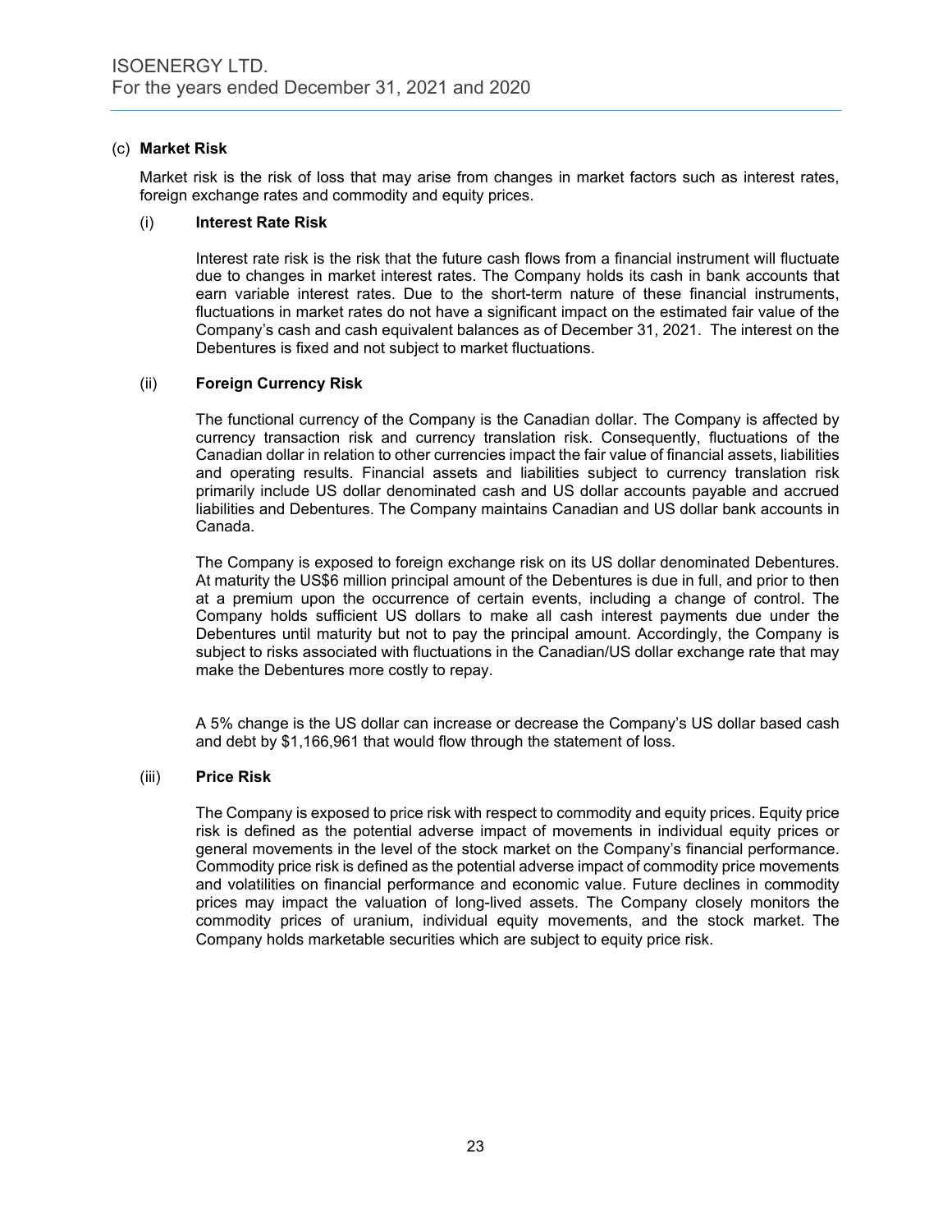### (c) Market Risk

Market risk is the risk of loss that may arise from changes in market factors such as interest rates, foreign exchange rates and commodity and equity prices.

#### (i) Interest Rate Risk

Interest rate risk is the risk that the future cash flows from a financial instrument will fluctuate due to changes in market interest rates. The Company holds its cash in bank accounts that earn variable interest rates. Due to the short-term nature of these financial instruments, fluctuations in market rates do not have a significant impact on the estimated fair value of the Company's cash and cash equivalent balances as of December 31, 2021. The interest on the Debentures is fixed and not subject to market fluctuations.

#### (ii) Foreign Currency Risk

The functional currency of the Company is the Canadian dollar. The Company is affected by currency transaction risk and currency translation risk. Consequently, fluctuations of the Canadian dollar in relation to other currencies impact the fair value of financial assets, liabilities and operating results. Financial assets and liabilities subject to currency translation risk primarily include US dollar denominated cash and US dollar accounts payable and accrued liabilities and Debentures. The Company maintains Canadian and US dollar bank accounts in Canada.

The Company is exposed to foreign exchange risk on its US dollar denominated Debentures. At maturity the US$6 million principal amount of the Debentures is due in full, and prior to then at a premium upon the occurrence of certain events, including a change of control. The Company holds sufficient US dollars to make all cash interest payments due under the Debentures until maturity but not to pay the principal amount. Accordingly, the Company is subject to risks associated with fluctuations in the Canadian/US dollar exchange rate that may make the Debentures more costly to repay.

A 5% change is the US dollar can increase or decrease the Company's US dollar based cash and debt by $1,166,961 that would flow through the statement of loss.

#### (iii) Price Risk

The Company is exposed to price risk with respect to commodity and equity prices. Equity price risk is defined as the potential adverse impact of movements in individual equity prices or general movements in the level of the stock market on the Company's financial performance. Commodity price risk is defined as the potential adverse impact of commodity price movements and volatilities on financial performance and economic value. Future declines in commodity prices may impact the valuation of long-lived assets. The Company closely monitors the commodity prices of uranium, individual equity movements, and the stock market. The Company holds marketable securities which are subject to equity price risk.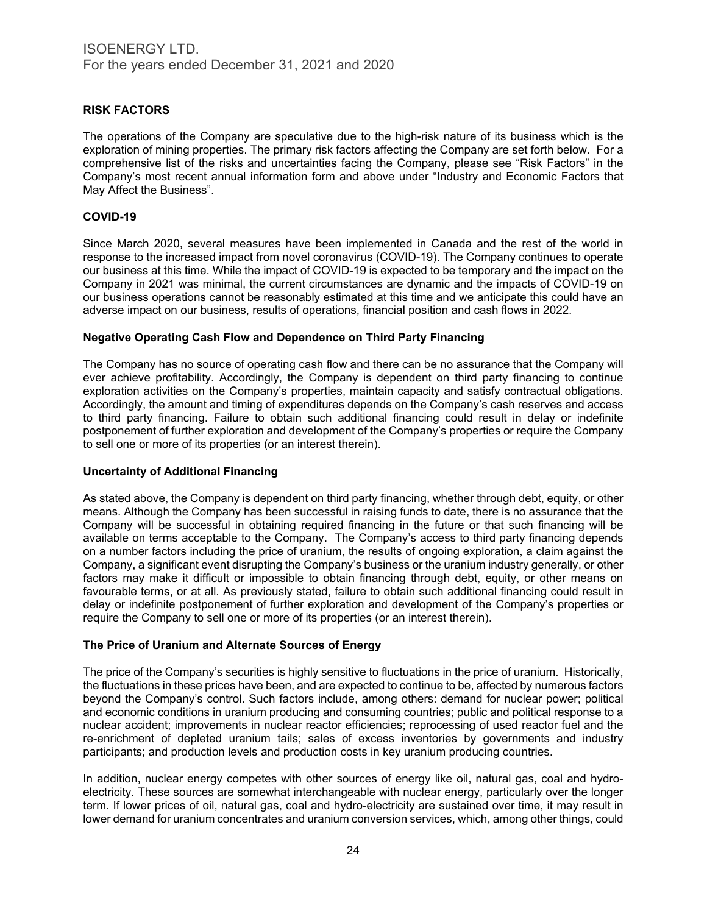## RISK FACTORS

The operations of the Company are speculative due to the high-risk nature of its business which is the exploration of mining properties. The primary risk factors affecting the Company are set forth below. For a comprehensive list of the risks and uncertainties facing the Company, please see "Risk Factors" in the Company's most recent annual information form and above under "Industry and Economic Factors that May Affect the Business".

### COVID-19

Since March 2020, several measures have been implemented in Canada and the rest of the world in response to the increased impact from novel coronavirus (COVID-19). The Company continues to operate our business at this time. While the impact of COVID-19 is expected to be temporary and the impact on the Company in 2021 was minimal, the current circumstances are dynamic and the impacts of COVID-19 on our business operations cannot be reasonably estimated at this time and we anticipate this could have an adverse impact on our business, results of operations, financial position and cash flows in 2022.

### Negative Operating Cash Flow and Dependence on Third Party Financing

The Company has no source of operating cash flow and there can be no assurance that the Company will ever achieve profitability. Accordingly, the Company is dependent on third party financing to continue exploration activities on the Company's properties, maintain capacity and satisfy contractual obligations. Accordingly, the amount and timing of expenditures depends on the Company's cash reserves and access to third party financing. Failure to obtain such additional financing could result in delay or indefinite postponement of further exploration and development of the Company's properties or require the Company to sell one or more of its properties (or an interest therein).

### Uncertainty of Additional Financing

As stated above, the Company is dependent on third party financing, whether through debt, equity, or other means. Although the Company has been successful in raising funds to date, there is no assurance that the Company will be successful in obtaining required financing in the future or that such financing will be available on terms acceptable to the Company. The Company's access to third party financing depends on a number factors including the price of uranium, the results of ongoing exploration, a claim against the Company, a significant event disrupting the Company's business or the uranium industry generally, or other factors may make it difficult or impossible to obtain financing through debt, equity, or other means on favourable terms, or at all. As previously stated, failure to obtain such additional financing could result in delay or indefinite postponement of further exploration and development of the Company's properties or require the Company to sell one or more of its properties (or an interest therein).

### The Price of Uranium and Alternate Sources of Energy

The price of the Company's securities is highly sensitive to fluctuations in the price of uranium. Historically, the fluctuations in these prices have been, and are expected to continue to be, affected by numerous factors beyond the Company's control. Such factors include, among others: demand for nuclear power; political and economic conditions in uranium producing and consuming countries; public and political response to a nuclear accident; improvements in nuclear reactor efficiencies; reprocessing of used reactor fuel and the re-enrichment of depleted uranium tails; sales of excess inventories by governments and industry participants; and production levels and production costs in key uranium producing countries.

In addition, nuclear energy competes with other sources of energy like oil, natural gas, coal and hydro-electricity. These sources are somewhat interchangeable with nuclear energy, particularly over the longer term. If lower prices of oil, natural gas, coal and hydro-electricity are sustained over time, it may result in lower demand for uranium concentrates and uranium conversion services, which, among other things, could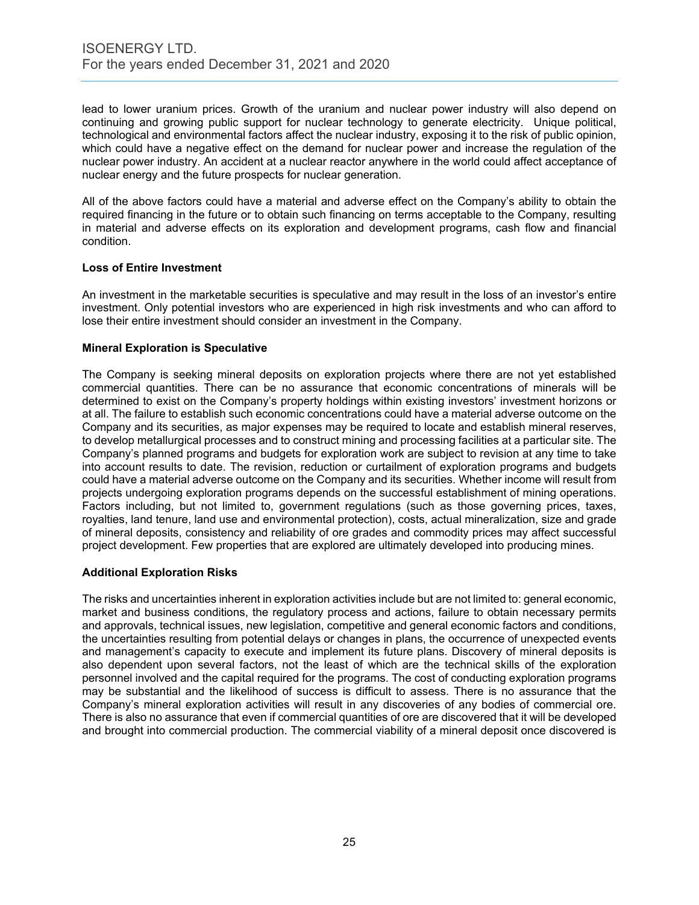lead to lower uranium prices. Growth of the uranium and nuclear power industry will also depend on continuing and growing public support for nuclear technology to generate electricity. Unique political, technological and environmental factors affect the nuclear industry, exposing it to the risk of public opinion, which could have a negative effect on the demand for nuclear power and increase the regulation of the nuclear power industry. An accident at a nuclear reactor anywhere in the world could affect acceptance of nuclear energy and the future prospects for nuclear generation.

All of the above factors could have a material and adverse effect on the Company's ability to obtain the required financing in the future or to obtain such financing on terms acceptable to the Company, resulting in material and adverse effects on its exploration and development programs, cash flow and financial condition.

**Loss of Entire Investment**

An investment in the marketable securities is speculative and may result in the loss of an investor's entire investment. Only potential investors who are experienced in high risk investments and who can afford to lose their entire investment should consider an investment in the Company.

**Mineral Exploration is Speculative**

The Company is seeking mineral deposits on exploration projects where there are not yet established commercial quantities. There can be no assurance that economic concentrations of minerals will be determined to exist on the Company's property holdings within existing investors' investment horizons or at all. The failure to establish such economic concentrations could have a material adverse outcome on the Company and its securities, as major expenses may be required to locate and establish mineral reserves, to develop metallurgical processes and to construct mining and processing facilities at a particular site. The Company's planned programs and budgets for exploration work are subject to revision at any time to take into account results to date. The revision, reduction or curtailment of exploration programs and budgets could have a material adverse outcome on the Company and its securities. Whether income will result from projects undergoing exploration programs depends on the successful establishment of mining operations. Factors including, but not limited to, government regulations (such as those governing prices, taxes, royalties, land tenure, land use and environmental protection), costs, actual mineralization, size and grade of mineral deposits, consistency and reliability of ore grades and commodity prices may affect successful project development. Few properties that are explored are ultimately developed into producing mines.

**Additional Exploration Risks**

The risks and uncertainties inherent in exploration activities include but are not limited to: general economic, market and business conditions, the regulatory process and actions, failure to obtain necessary permits and approvals, technical issues, new legislation, competitive and general economic factors and conditions, the uncertainties resulting from potential delays or changes in plans, the occurrence of unexpected events and management's capacity to execute and implement its future plans. Discovery of mineral deposits is also dependent upon several factors, not the least of which are the technical skills of the exploration personnel involved and the capital required for the programs. The cost of conducting exploration programs may be substantial and the likelihood of success is difficult to assess. There is no assurance that the Company's mineral exploration activities will result in any discoveries of any bodies of commercial ore. There is also no assurance that even if commercial quantities of ore are discovered that it will be developed and brought into commercial production. The commercial viability of a mineral deposit once discovered is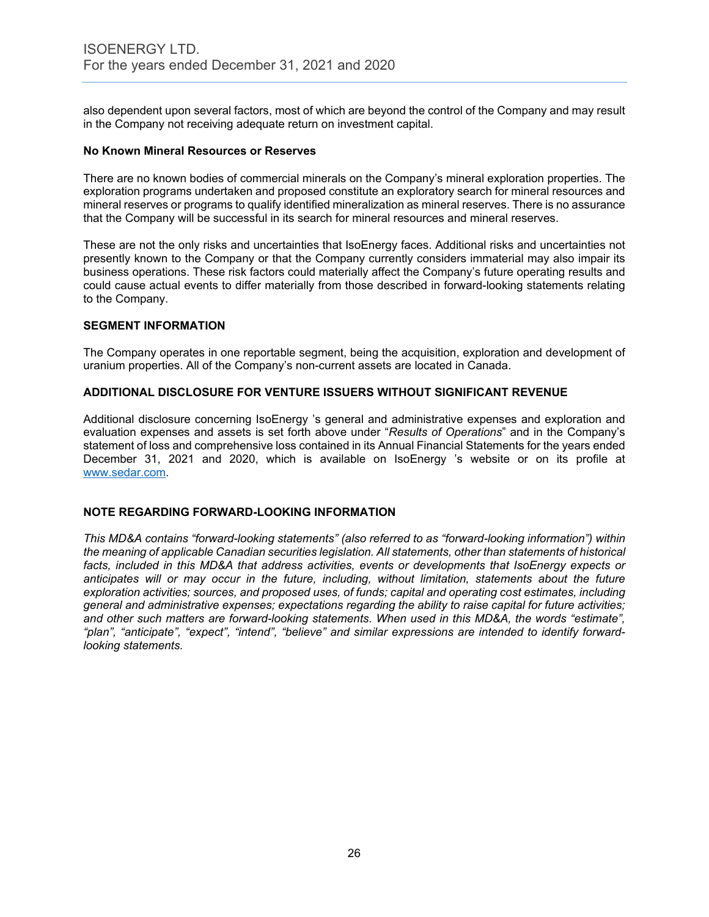also dependent upon several factors, most of which are beyond the control of the Company and may result in the Company not receiving adequate return on investment capital.

**No Known Mineral Resources or Reserves**

There are no known bodies of commercial minerals on the Company's mineral exploration properties. The exploration programs undertaken and proposed constitute an exploratory search for mineral resources and mineral reserves or programs to qualify identified mineralization as mineral reserves. There is no assurance that the Company will be successful in its search for mineral resources and mineral reserves.

These are not the only risks and uncertainties that IsoEnergy faces. Additional risks and uncertainties not presently known to the Company or that the Company currently considers immaterial may also impair its business operations. These risk factors could materially affect the Company's future operating results and could cause actual events to differ materially from those described in forward-looking statements relating to the Company.

## SEGMENT INFORMATION

The Company operates in one reportable segment, being the acquisition, exploration and development of uranium properties. All of the Company's non-current assets are located in Canada.

## ADDITIONAL DISCLOSURE FOR VENTURE ISSUERS WITHOUT SIGNIFICANT REVENUE

Additional disclosure concerning IsoEnergy 's general and administrative expenses and exploration and evaluation expenses and assets is set forth above under "*Results of Operations*" and in the Company's statement of loss and comprehensive loss contained in its Annual Financial Statements for the years ended December 31, 2021 and 2020, which is available on IsoEnergy 's website or on its profile at www.sedar.com.

## NOTE REGARDING FORWARD-LOOKING INFORMATION

*This MD&A contains "forward-looking statements" (also referred to as "forward-looking information") within the meaning of applicable Canadian securities legislation. All statements, other than statements of historical facts, included in this MD&A that address activities, events or developments that IsoEnergy expects or anticipates will or may occur in the future, including, without limitation, statements about the future exploration activities; sources, and proposed uses, of funds; capital and operating cost estimates, including general and administrative expenses; expectations regarding the ability to raise capital for future activities; and other such matters are forward-looking statements. When used in this MD&A, the words "estimate", "plan", "anticipate", "expect", "intend", "believe" and similar expressions are intended to identify forward-looking statements.*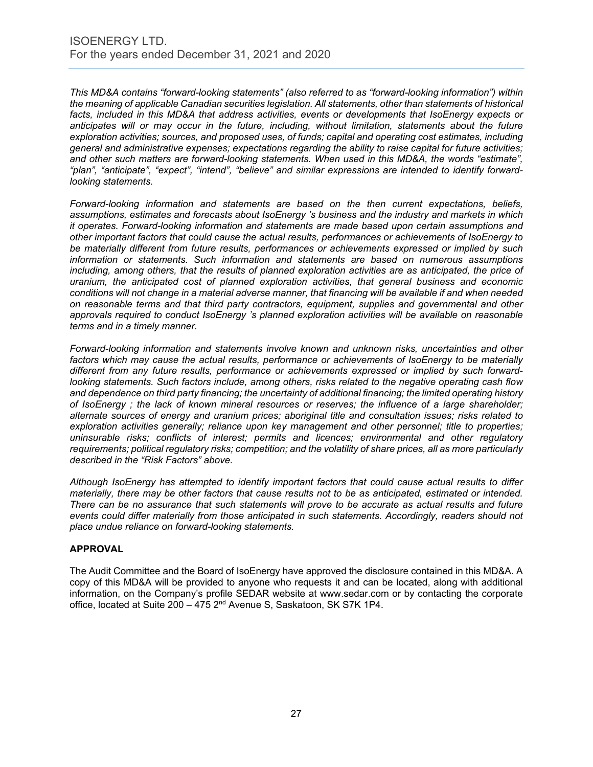*This MD&A contains "forward-looking statements" (also referred to as "forward-looking information") within the meaning of applicable Canadian securities legislation. All statements, other than statements of historical facts, included in this MD&A that address activities, events or developments that IsoEnergy expects or anticipates will or may occur in the future, including, without limitation, statements about the future exploration activities; sources, and proposed uses, of funds; capital and operating cost estimates, including general and administrative expenses; expectations regarding the ability to raise capital for future activities; and other such matters are forward-looking statements. When used in this MD&A, the words "estimate", "plan", "anticipate", "expect", "intend", "believe" and similar expressions are intended to identify forward-looking statements.*

*Forward-looking information and statements are based on the then current expectations, beliefs, assumptions, estimates and forecasts about IsoEnergy 's business and the industry and markets in which it operates. Forward-looking information and statements are made based upon certain assumptions and other important factors that could cause the actual results, performances or achievements of IsoEnergy to be materially different from future results, performances or achievements expressed or implied by such information or statements. Such information and statements are based on numerous assumptions including, among others, that the results of planned exploration activities are as anticipated, the price of uranium, the anticipated cost of planned exploration activities, that general business and economic conditions will not change in a material adverse manner, that financing will be available if and when needed on reasonable terms and that third party contractors, equipment, supplies and governmental and other approvals required to conduct IsoEnergy 's planned exploration activities will be available on reasonable terms and in a timely manner.*

*Forward-looking information and statements involve known and unknown risks, uncertainties and other factors which may cause the actual results, performance or achievements of IsoEnergy to be materially different from any future results, performance or achievements expressed or implied by such forward-looking statements. Such factors include, among others, risks related to the negative operating cash flow and dependence on third party financing; the uncertainty of additional financing; the limited operating history of IsoEnergy ; the lack of known mineral resources or reserves; the influence of a large shareholder; alternate sources of energy and uranium prices; aboriginal title and consultation issues; risks related to exploration activities generally; reliance upon key management and other personnel; title to properties; uninsurable risks; conflicts of interest; permits and licences; environmental and other regulatory requirements; political regulatory risks; competition; and the volatility of share prices, all as more particularly described in the "Risk Factors" above.*

*Although IsoEnergy has attempted to identify important factors that could cause actual results to differ materially, there may be other factors that cause results not to be as anticipated, estimated or intended. There can be no assurance that such statements will prove to be accurate as actual results and future events could differ materially from those anticipated in such statements. Accordingly, readers should not place undue reliance on forward-looking statements.*

## APPROVAL

The Audit Committee and the Board of IsoEnergy have approved the disclosure contained in this MD&A. A copy of this MD&A will be provided to anyone who requests it and can be located, along with additional information, on the Company's profile SEDAR website at www.sedar.com or by contacting the corporate office, located at Suite 200 – 475 2nd Avenue S, Saskatoon, SK S7K 1P4.